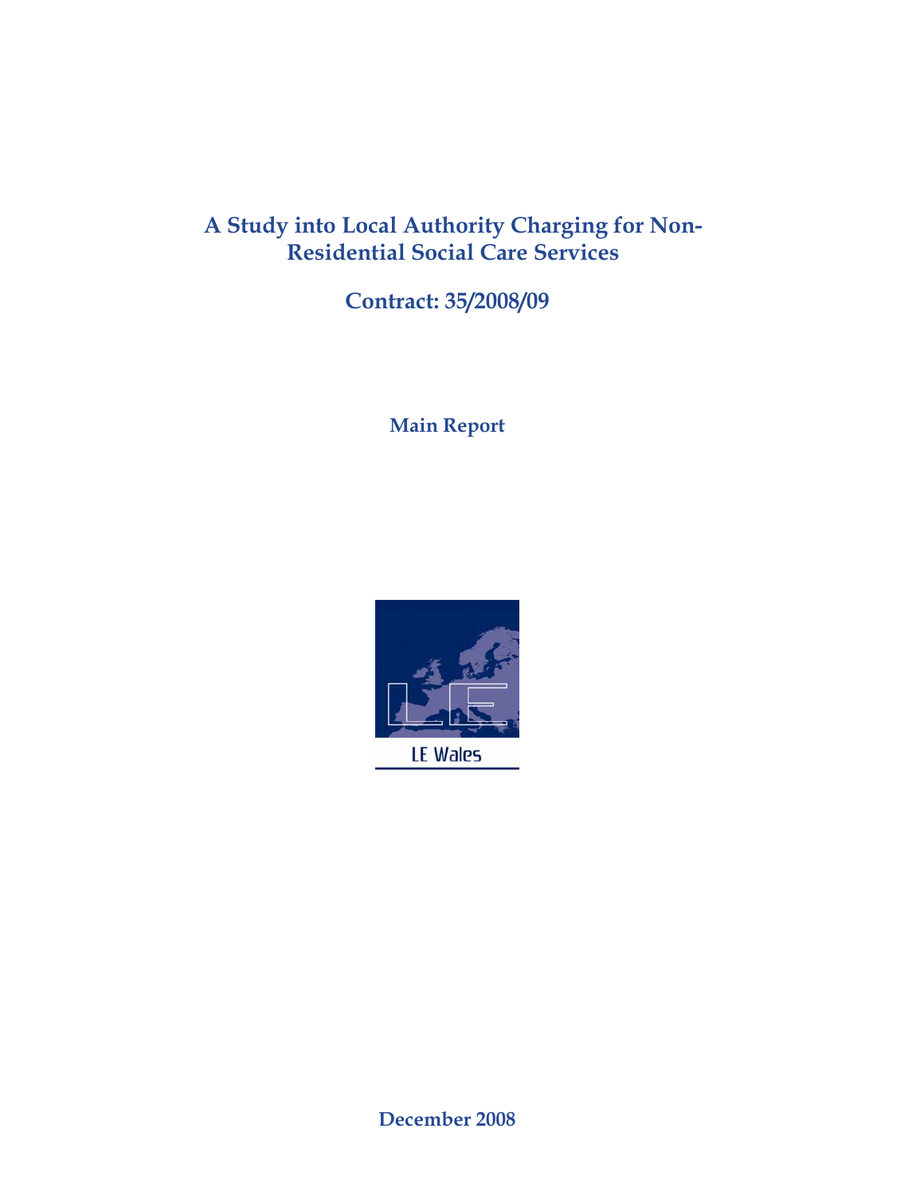# A Study into Local Authority Charging for Non-Residential Social Care Services

## Contract: 35/2008/09

**Main Report**

LE Wales

**December 2008**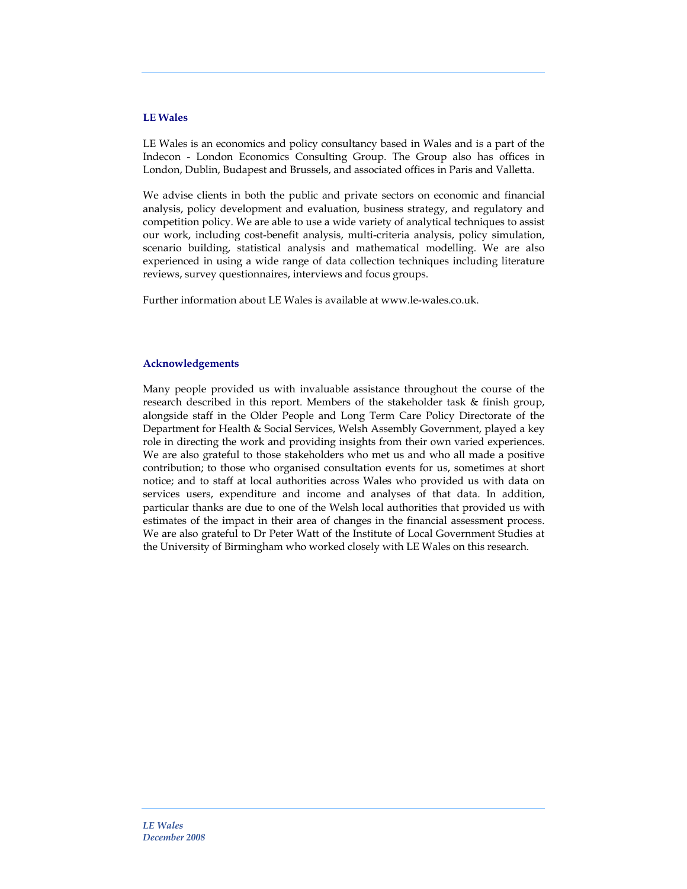### LE Wales

LE Wales is an economics and policy consultancy based in Wales and is a part of the Indecon - London Economics Consulting Group. The Group also has offices in London, Dublin, Budapest and Brussels, and associated offices in Paris and Valletta.

We advise clients in both the public and private sectors on economic and financial analysis, policy development and evaluation, business strategy, and regulatory and competition policy. We are able to use a wide variety of analytical techniques to assist our work, including cost-benefit analysis, multi-criteria analysis, policy simulation, scenario building, statistical analysis and mathematical modelling. We are also experienced in using a wide range of data collection techniques including literature reviews, survey questionnaires, interviews and focus groups.

Further information about LE Wales is available at www.le-wales.co.uk.

### Acknowledgements

Many people provided us with invaluable assistance throughout the course of the research described in this report. Members of the stakeholder task & finish group, alongside staff in the Older People and Long Term Care Policy Directorate of the Department for Health & Social Services, Welsh Assembly Government, played a key role in directing the work and providing insights from their own varied experiences. We are also grateful to those stakeholders who met us and who all made a positive contribution; to those who organised consultation events for us, sometimes at short notice; and to staff at local authorities across Wales who provided us with data on services users, expenditure and income and analyses of that data. In addition, particular thanks are due to one of the Welsh local authorities that provided us with estimates of the impact in their area of changes in the financial assessment process. We are also grateful to Dr Peter Watt of the Institute of Local Government Studies at the University of Birmingham who worked closely with LE Wales on this research.

*LE Wales*
*December 2008*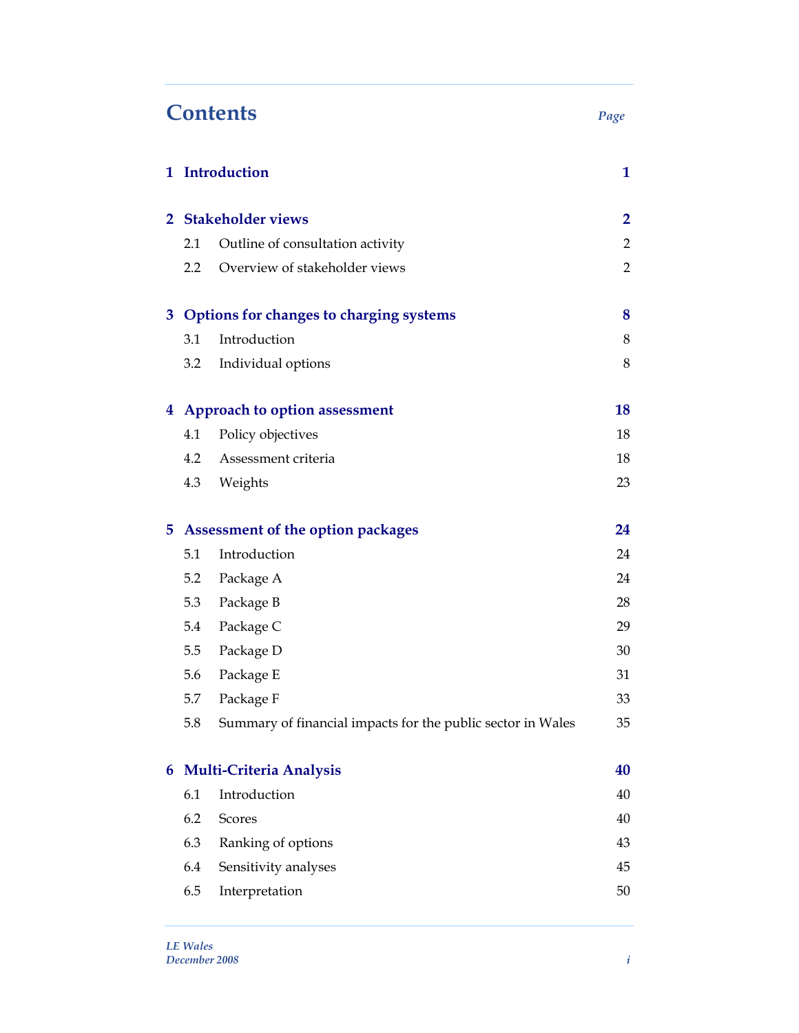# Contents

| | | Page |
|---|---|---|
| **1** | **Introduction** | **1** |
| **2** | **Stakeholder views** | **2** |
| 2.1 | Outline of consultation activity | 2 |
| 2.2 | Overview of stakeholder views | 2 |
| **3** | **Options for changes to charging systems** | **8** |
| 3.1 | Introduction | 8 |
| 3.2 | Individual options | 8 |
| **4** | **Approach to option assessment** | **18** |
| 4.1 | Policy objectives | 18 |
| 4.2 | Assessment criteria | 18 |
| 4.3 | Weights | 23 |
| **5** | **Assessment of the option packages** | **24** |
| 5.1 | Introduction | 24 |
| 5.2 | Package A | 24 |
| 5.3 | Package B | 28 |
| 5.4 | Package C | 29 |
| 5.5 | Package D | 30 |
| 5.6 | Package E | 31 |
| 5.7 | Package F | 33 |
| 5.8 | Summary of financial impacts for the public sector in Wales | 35 |
| **6** | **Multi-Criteria Analysis** | **40** |
| 6.1 | Introduction | 40 |
| 6.2 | Scores | 40 |
| 6.3 | Ranking of options | 43 |
| 6.4 | Sensitivity analyses | 45 |
| 6.5 | Interpretation | 50 |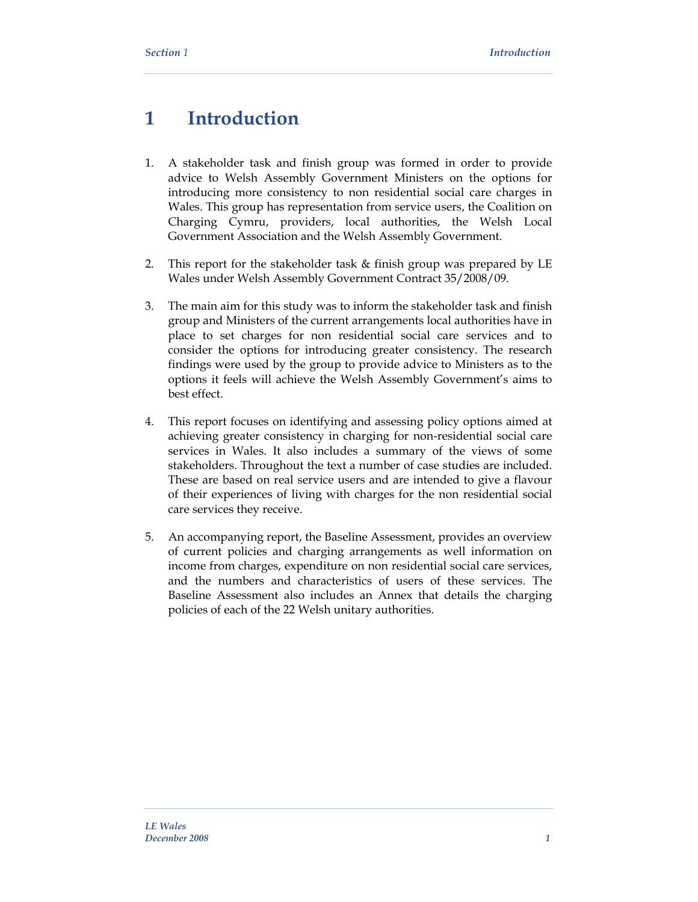# 1 Introduction

1. A stakeholder task and finish group was formed in order to provide advice to Welsh Assembly Government Ministers on the options for introducing more consistency to non residential social care charges in Wales. This group has representation from service users, the Coalition on Charging Cymru, providers, local authorities, the Welsh Local Government Association and the Welsh Assembly Government.

2. This report for the stakeholder task & finish group was prepared by LE Wales under Welsh Assembly Government Contract 35/2008/09.

3. The main aim for this study was to inform the stakeholder task and finish group and Ministers of the current arrangements local authorities have in place to set charges for non residential social care services and to consider the options for introducing greater consistency. The research findings were used by the group to provide advice to Ministers as to the options it feels will achieve the Welsh Assembly Government's aims to best effect.

4. This report focuses on identifying and assessing policy options aimed at achieving greater consistency in charging for non-residential social care services in Wales. It also includes a summary of the views of some stakeholders. Throughout the text a number of case studies are included. These are based on real service users and are intended to give a flavour of their experiences of living with charges for the non residential social care services they receive.

5. An accompanying report, the Baseline Assessment, provides an overview of current policies and charging arrangements as well information on income from charges, expenditure on non residential social care services, and the numbers and characteristics of users of these services. The Baseline Assessment also includes an Annex that details the charging policies of each of the 22 Welsh unitary authorities.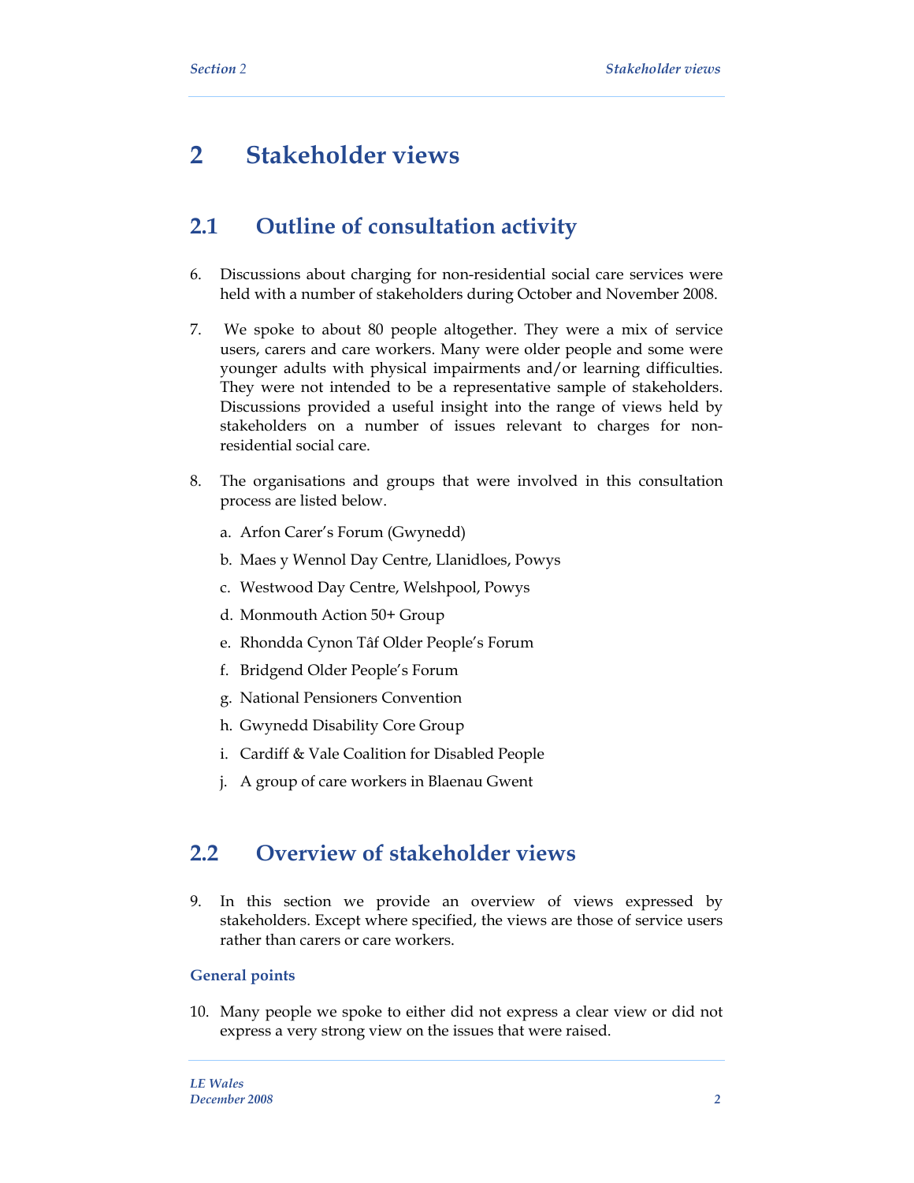# 2 Stakeholder views

## 2.1 Outline of consultation activity

6. Discussions about charging for non-residential social care services were held with a number of stakeholders during October and November 2008.

7. We spoke to about 80 people altogether. They were a mix of service users, carers and care workers. Many were older people and some were younger adults with physical impairments and/or learning difficulties. They were not intended to be a representative sample of stakeholders. Discussions provided a useful insight into the range of views held by stakeholders on a number of issues relevant to charges for non-residential social care.

8. The organisations and groups that were involved in this consultation process are listed below.

   a. Arfon Carer's Forum (Gwynedd)

   b. Maes y Wennol Day Centre, Llanidloes, Powys

   c. Westwood Day Centre, Welshpool, Powys

   d. Monmouth Action 50+ Group

   e. Rhondda Cynon Tâf Older People's Forum

   f. Bridgend Older People's Forum

   g. National Pensioners Convention

   h. Gwynedd Disability Core Group

   i. Cardiff & Vale Coalition for Disabled People

   j. A group of care workers in Blaenau Gwent

## 2.2 Overview of stakeholder views

9. In this section we provide an overview of views expressed by stakeholders. Except where specified, the views are those of service users rather than carers or care workers.

### General points

10. Many people we spoke to either did not express a clear view or did not express a very strong view on the issues that were raised.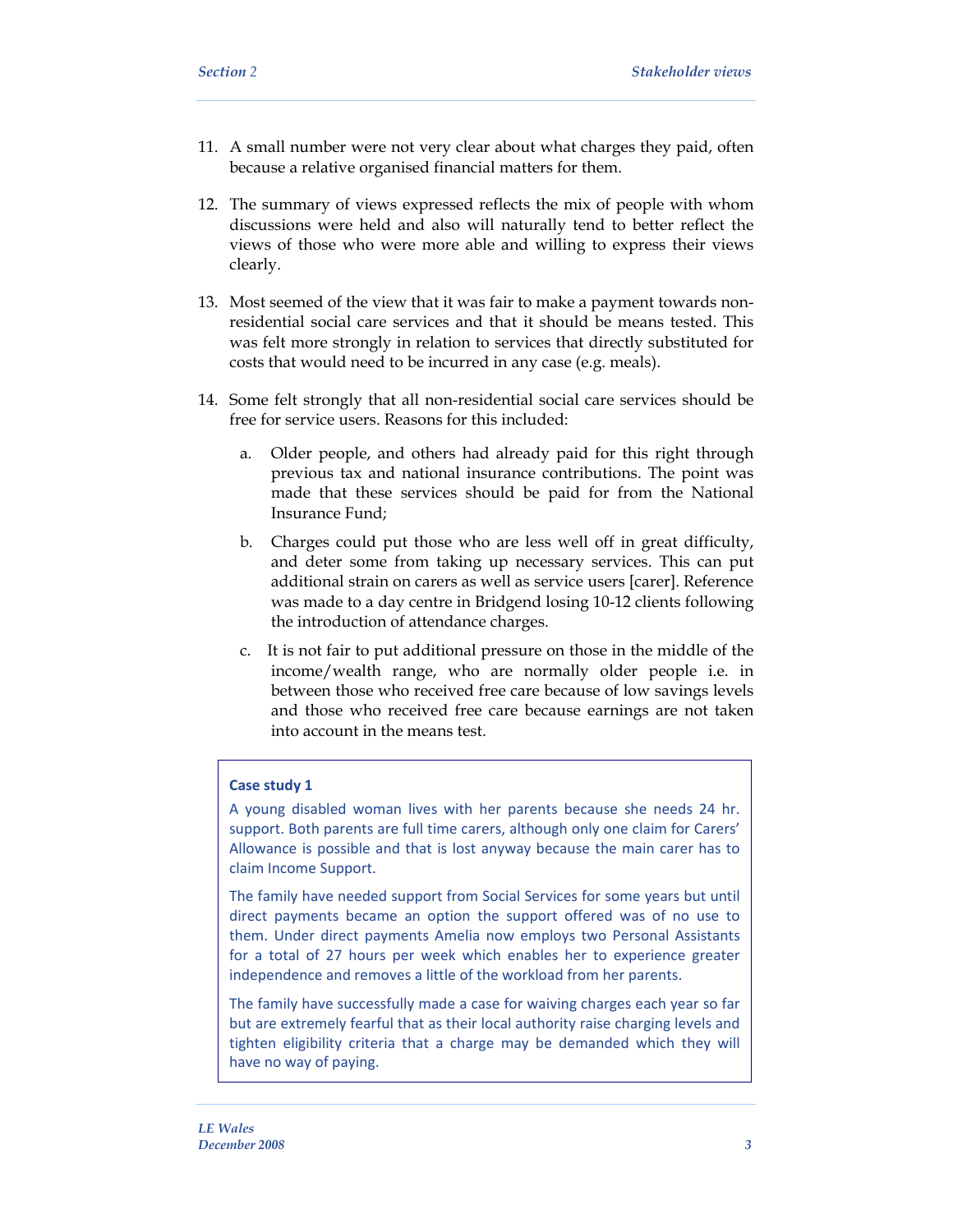11. A small number were not very clear about what charges they paid, often because a relative organised financial matters for them.

12. The summary of views expressed reflects the mix of people with whom discussions were held and also will naturally tend to better reflect the views of those who were more able and willing to express their views clearly.

13. Most seemed of the view that it was fair to make a payment towards non-residential social care services and that it should be means tested. This was felt more strongly in relation to services that directly substituted for costs that would need to be incurred in any case (e.g. meals).

14. Some felt strongly that all non-residential social care services should be free for service users. Reasons for this included:

    a. Older people, and others had already paid for this right through previous tax and national insurance contributions. The point was made that these services should be paid for from the National Insurance Fund;

    b. Charges could put those who are less well off in great difficulty, and deter some from taking up necessary services. This can put additional strain on carers as well as service users [carer]. Reference was made to a day centre in Bridgend losing 10-12 clients following the introduction of attendance charges.

    c. It is not fair to put additional pressure on those in the middle of the income/wealth range, who are normally older people i.e. in between those who received free care because of low savings levels and those who received free care because earnings are not taken into account in the means test.

**Case study 1**

A young disabled woman lives with her parents because she needs 24 hr. support. Both parents are full time carers, although only one claim for Carers' Allowance is possible and that is lost anyway because the main carer has to claim Income Support.

The family have needed support from Social Services for some years but until direct payments became an option the support offered was of no use to them. Under direct payments Amelia now employs two Personal Assistants for a total of 27 hours per week which enables her to experience greater independence and removes a little of the workload from her parents.

The family have successfully made a case for waiving charges each year so far but are extremely fearful that as their local authority raise charging levels and tighten eligibility criteria that a charge may be demanded which they will have no way of paying.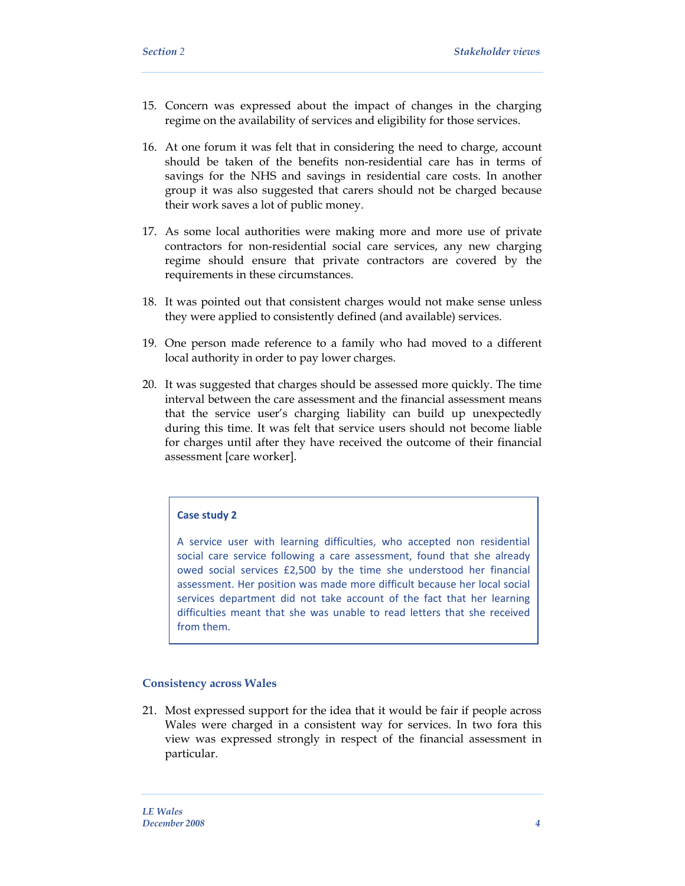15. Concern was expressed about the impact of changes in the charging regime on the availability of services and eligibility for those services.

16. At one forum it was felt that in considering the need to charge, account should be taken of the benefits non-residential care has in terms of savings for the NHS and savings in residential care costs. In another group it was also suggested that carers should not be charged because their work saves a lot of public money.

17. As some local authorities were making more and more use of private contractors for non-residential social care services, any new charging regime should ensure that private contractors are covered by the requirements in these circumstances.

18. It was pointed out that consistent charges would not make sense unless they were applied to consistently defined (and available) services.

19. One person made reference to a family who had moved to a different local authority in order to pay lower charges.

20. It was suggested that charges should be assessed more quickly. The time interval between the care assessment and the financial assessment means that the service user's charging liability can build up unexpectedly during this time. It was felt that service users should not become liable for charges until after they have received the outcome of their financial assessment [care worker].

> **Case study 2**
>
> A service user with learning difficulties, who accepted non residential social care service following a care assessment, found that she already owed social services £2,500 by the time she understood her financial assessment. Her position was made more difficult because her local social services department did not take account of the fact that her learning difficulties meant that she was unable to read letters that she received from them.

### Consistency across Wales

21. Most expressed support for the idea that it would be fair if people across Wales were charged in a consistent way for services. In two fora this view was expressed strongly in respect of the financial assessment in particular.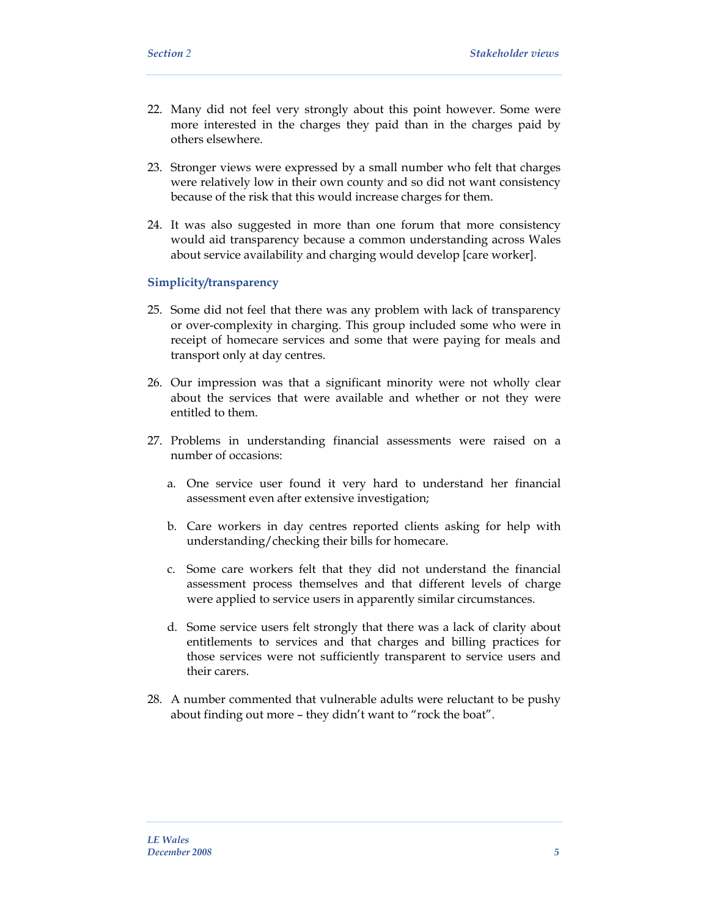22. Many did not feel very strongly about this point however. Some were more interested in the charges they paid than in the charges paid by others elsewhere.

23. Stronger views were expressed by a small number who felt that charges were relatively low in their own county and so did not want consistency because of the risk that this would increase charges for them.

24. It was also suggested in more than one forum that more consistency would aid transparency because a common understanding across Wales about service availability and charging would develop [care worker].

### Simplicity/transparency

25. Some did not feel that there was any problem with lack of transparency or over-complexity in charging. This group included some who were in receipt of homecare services and some that were paying for meals and transport only at day centres.

26. Our impression was that a significant minority were not wholly clear about the services that were available and whether or not they were entitled to them.

27. Problems in understanding financial assessments were raised on a number of occasions:

    a. One service user found it very hard to understand her financial assessment even after extensive investigation;

    b. Care workers in day centres reported clients asking for help with understanding/checking their bills for homecare.

    c. Some care workers felt that they did not understand the financial assessment process themselves and that different levels of charge were applied to service users in apparently similar circumstances.

    d. Some service users felt strongly that there was a lack of clarity about entitlements to services and that charges and billing practices for those services were not sufficiently transparent to service users and their carers.

28. A number commented that vulnerable adults were reluctant to be pushy about finding out more – they didn't want to "rock the boat".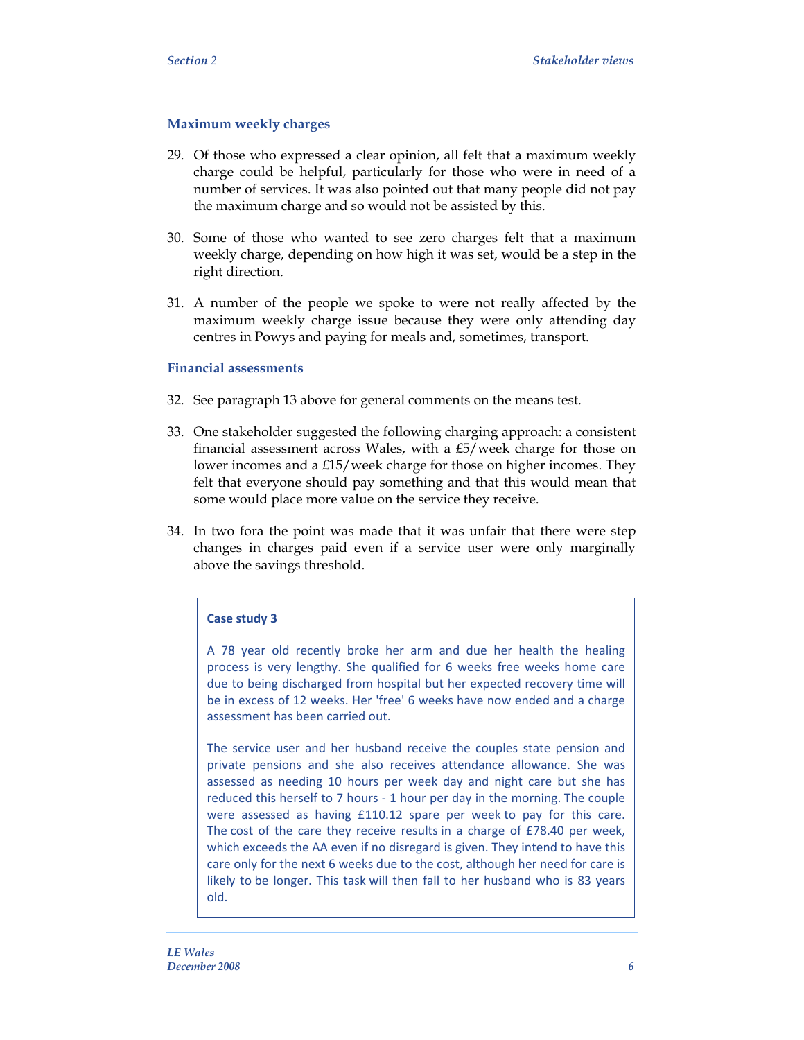### Maximum weekly charges

29. Of those who expressed a clear opinion, all felt that a maximum weekly charge could be helpful, particularly for those who were in need of a number of services. It was also pointed out that many people did not pay the maximum charge and so would not be assisted by this.

30. Some of those who wanted to see zero charges felt that a maximum weekly charge, depending on how high it was set, would be a step in the right direction.

31. A number of the people we spoke to were not really affected by the maximum weekly charge issue because they were only attending day centres in Powys and paying for meals and, sometimes, transport.

### Financial assessments

32. See paragraph 13 above for general comments on the means test.

33. One stakeholder suggested the following charging approach: a consistent financial assessment across Wales, with a £5/week charge for those on lower incomes and a £15/week charge for those on higher incomes. They felt that everyone should pay something and that this would mean that some would place more value on the service they receive.

34. In two fora the point was made that it was unfair that there were step changes in charges paid even if a service user were only marginally above the savings threshold.

> **Case study 3**
>
> A 78 year old recently broke her arm and due her health the healing process is very lengthy. She qualified for 6 weeks free weeks home care due to being discharged from hospital but her expected recovery time will be in excess of 12 weeks. Her 'free' 6 weeks have now ended and a charge assessment has been carried out.
>
> The service user and her husband receive the couples state pension and private pensions and she also receives attendance allowance. She was assessed as needing 10 hours per week day and night care but she has reduced this herself to 7 hours - 1 hour per day in the morning. The couple were assessed as having £110.12 spare per week to pay for this care. The cost of the care they receive results in a charge of £78.40 per week, which exceeds the AA even if no disregard is given. They intend to have this care only for the next 6 weeks due to the cost, although her need for care is likely to be longer. This task will then fall to her husband who is 83 years old.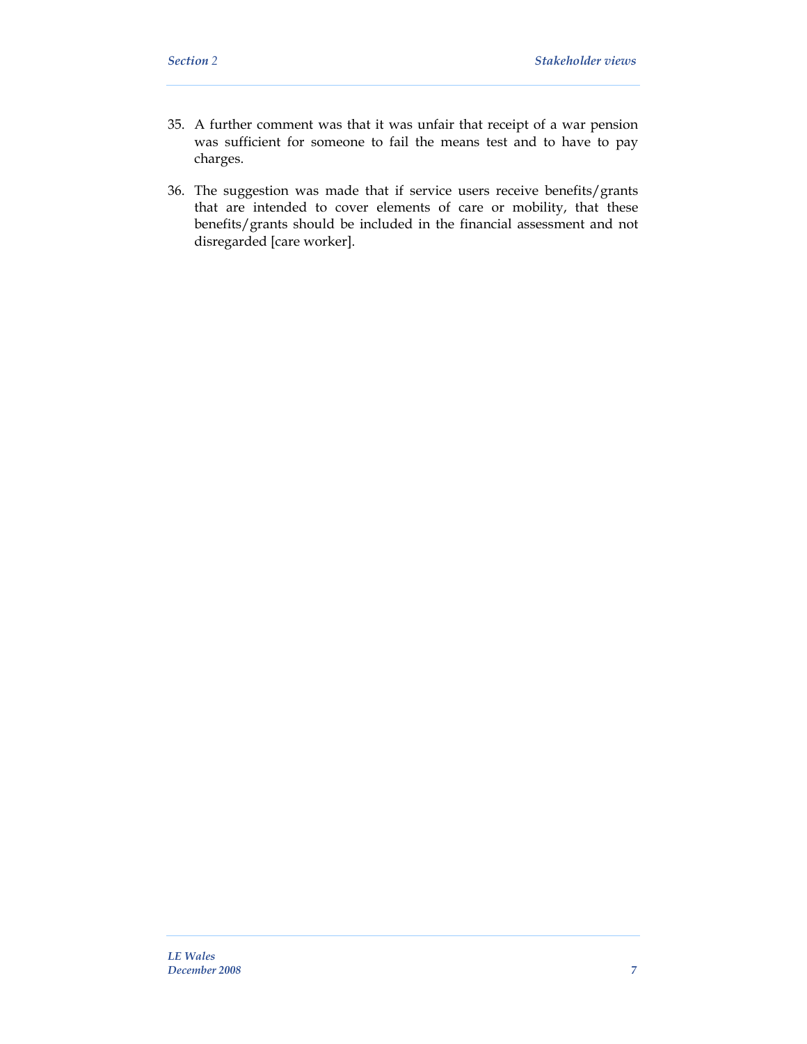35. A further comment was that it was unfair that receipt of a war pension was sufficient for someone to fail the means test and to have to pay charges.

36. The suggestion was made that if service users receive benefits/grants that are intended to cover elements of care or mobility, that these benefits/grants should be included in the financial assessment and not disregarded [care worker].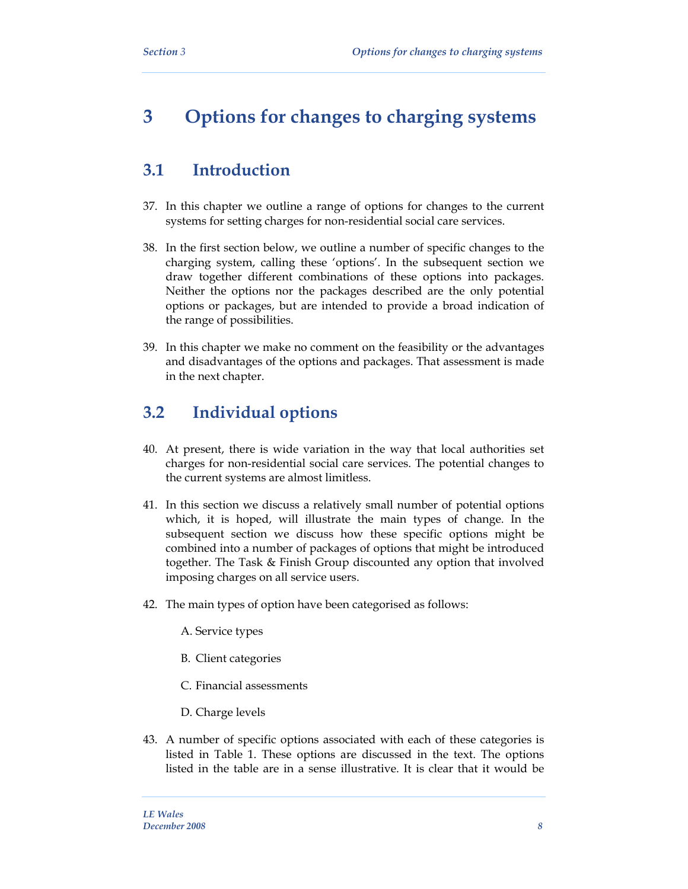# 3 Options for changes to charging systems

## 3.1 Introduction

37. In this chapter we outline a range of options for changes to the current systems for setting charges for non-residential social care services.

38. In the first section below, we outline a number of specific changes to the charging system, calling these 'options'. In the subsequent section we draw together different combinations of these options into packages. Neither the options nor the packages described are the only potential options or packages, but are intended to provide a broad indication of the range of possibilities.

39. In this chapter we make no comment on the feasibility or the advantages and disadvantages of the options and packages. That assessment is made in the next chapter.

## 3.2 Individual options

40. At present, there is wide variation in the way that local authorities set charges for non-residential social care services. The potential changes to the current systems are almost limitless.

41. In this section we discuss a relatively small number of potential options which, it is hoped, will illustrate the main types of change. In the subsequent section we discuss how these specific options might be combined into a number of packages of options that might be introduced together. The Task & Finish Group discounted any option that involved imposing charges on all service users.

42. The main types of option have been categorised as follows:

    A. Service types

    B. Client categories

    C. Financial assessments

    D. Charge levels

43. A number of specific options associated with each of these categories is listed in Table 1. These options are discussed in the text. The options listed in the table are in a sense illustrative. It is clear that it would be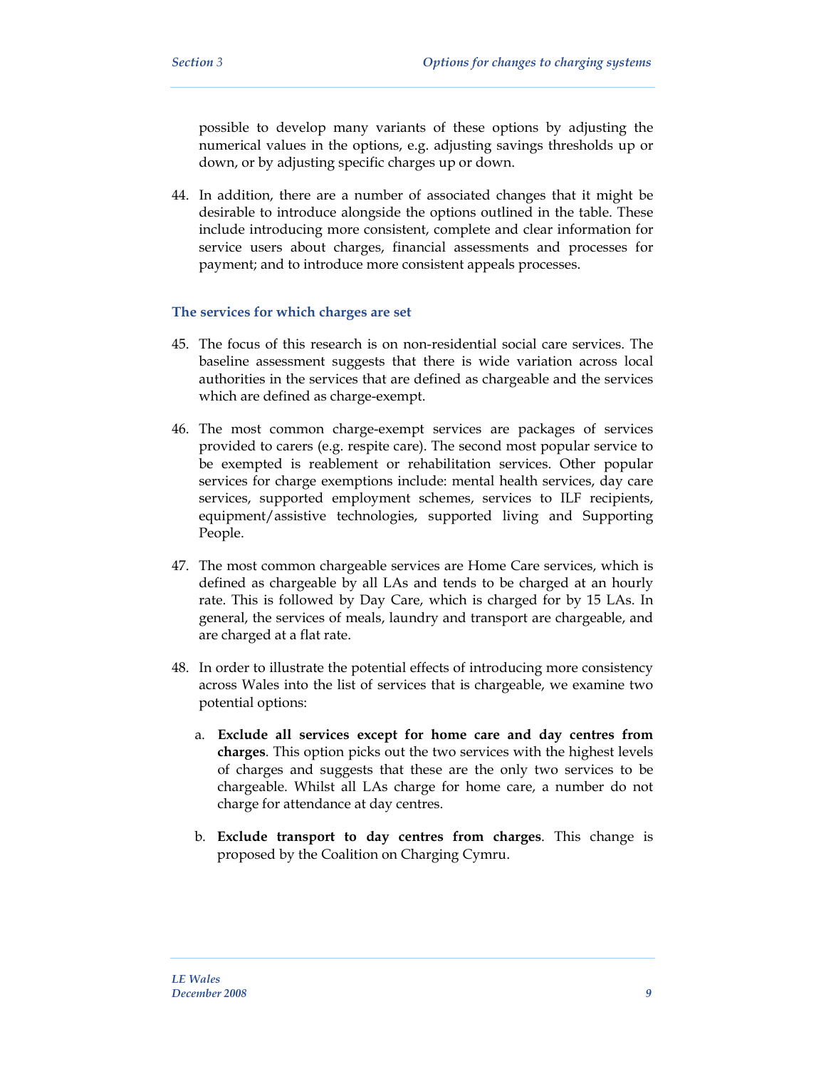possible to develop many variants of these options by adjusting the numerical values in the options, e.g. adjusting savings thresholds up or down, or by adjusting specific charges up or down.

44. In addition, there are a number of associated changes that it might be desirable to introduce alongside the options outlined in the table. These include introducing more consistent, complete and clear information for service users about charges, financial assessments and processes for payment; and to introduce more consistent appeals processes.

### The services for which charges are set

45. The focus of this research is on non-residential social care services. The baseline assessment suggests that there is wide variation across local authorities in the services that are defined as chargeable and the services which are defined as charge-exempt.

46. The most common charge-exempt services are packages of services provided to carers (e.g. respite care). The second most popular service to be exempted is reablement or rehabilitation services. Other popular services for charge exemptions include: mental health services, day care services, supported employment schemes, services to ILF recipients, equipment/assistive technologies, supported living and Supporting People.

47. The most common chargeable services are Home Care services, which is defined as chargeable by all LAs and tends to be charged at an hourly rate. This is followed by Day Care, which is charged for by 15 LAs. In general, the services of meals, laundry and transport are chargeable, and are charged at a flat rate.

48. In order to illustrate the potential effects of introducing more consistency across Wales into the list of services that is chargeable, we examine two potential options:

    a. **Exclude all services except for home care and day centres from charges**. This option picks out the two services with the highest levels of charges and suggests that these are the only two services to be chargeable. Whilst all LAs charge for home care, a number do not charge for attendance at day centres.

    b. **Exclude transport to day centres from charges**. This change is proposed by the Coalition on Charging Cymru.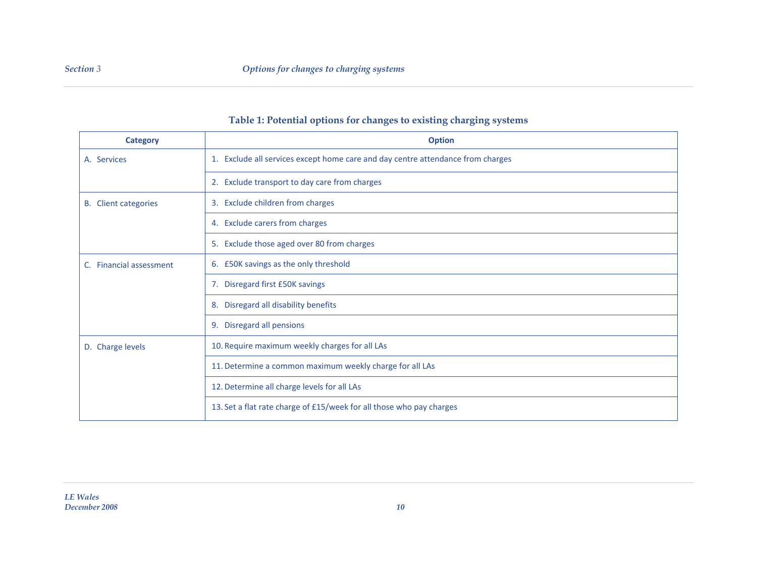**Table 1: Potential options for changes to existing charging systems**

| Category | Option |
|---|---|
| A. Services | 1. Exclude all services except home care and day centre attendance from charges |
| | 2. Exclude transport to day care from charges |
| B. Client categories | 3. Exclude children from charges |
| | 4. Exclude carers from charges |
| | 5. Exclude those aged over 80 from charges |
| C. Financial assessment | 6. £50K savings as the only threshold |
| | 7. Disregard first £50K savings |
| | 8. Disregard all disability benefits |
| | 9. Disregard all pensions |
| D. Charge levels | 10. Require maximum weekly charges for all LAs |
| | 11. Determine a common maximum weekly charge for all LAs |
| | 12. Determine all charge levels for all LAs |
| | 13. Set a flat rate charge of £15/week for all those who pay charges |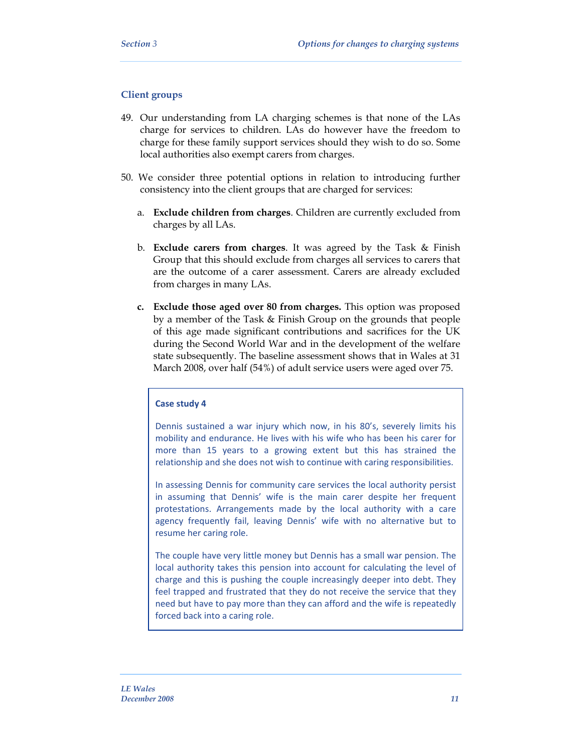### Client groups

49. Our understanding from LA charging schemes is that none of the LAs charge for services to children. LAs do however have the freedom to charge for these family support services should they wish to do so. Some local authorities also exempt carers from charges.

50. We consider three potential options in relation to introducing further consistency into the client groups that are charged for services:

    a. **Exclude children from charges**. Children are currently excluded from charges by all LAs.

    b. **Exclude carers from charges**. It was agreed by the Task & Finish Group that this should exclude from charges all services to carers that are the outcome of a carer assessment. Carers are already excluded from charges in many LAs.

    c. **Exclude those aged over 80 from charges.** This option was proposed by a member of the Task & Finish Group on the grounds that people of this age made significant contributions and sacrifices for the UK during the Second World War and in the development of the welfare state subsequently. The baseline assessment shows that in Wales at 31 March 2008, over half (54%) of adult service users were aged over 75.

> **Case study 4**
>
> Dennis sustained a war injury which now, in his 80's, severely limits his mobility and endurance. He lives with his wife who has been his carer for more than 15 years to a growing extent but this has strained the relationship and she does not wish to continue with caring responsibilities.
>
> In assessing Dennis for community care services the local authority persist in assuming that Dennis' wife is the main carer despite her frequent protestations. Arrangements made by the local authority with a care agency frequently fail, leaving Dennis' wife with no alternative but to resume her caring role.
>
> The couple have very little money but Dennis has a small war pension. The local authority takes this pension into account for calculating the level of charge and this is pushing the couple increasingly deeper into debt. They feel trapped and frustrated that they do not receive the service that they need but have to pay more than they can afford and the wife is repeatedly forced back into a caring role.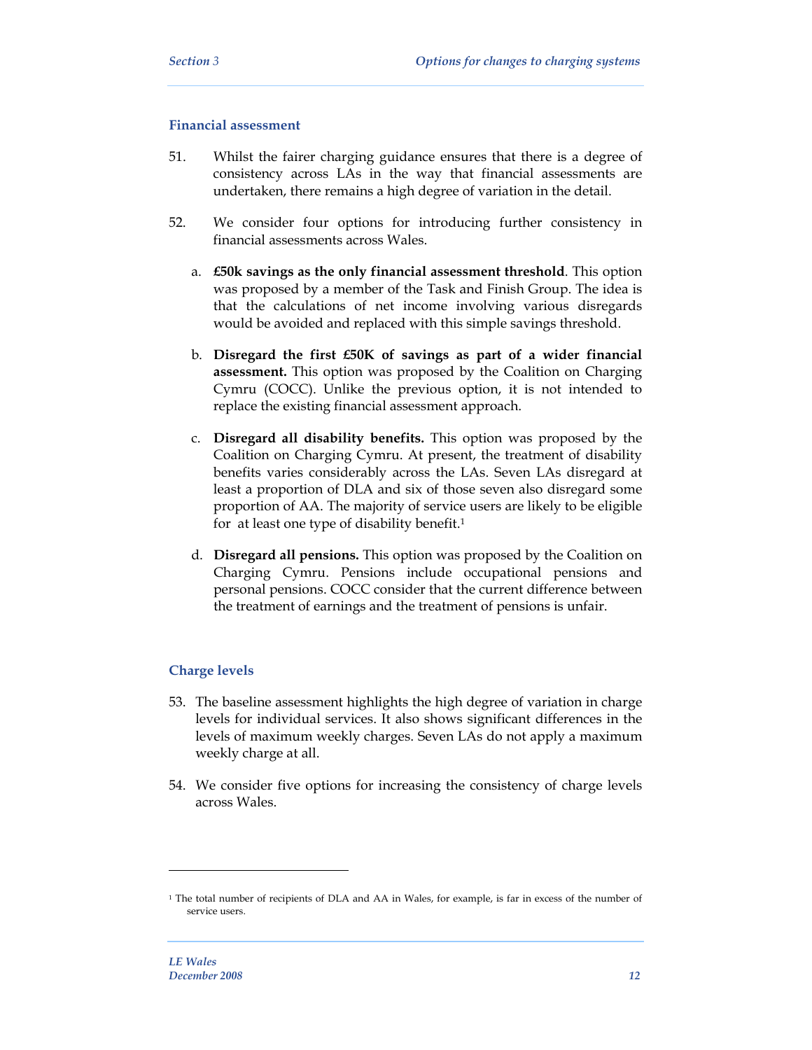### Financial assessment

51. Whilst the fairer charging guidance ensures that there is a degree of consistency across LAs in the way that financial assessments are undertaken, there remains a high degree of variation in the detail.

52. We consider four options for introducing further consistency in financial assessments across Wales.

    a. **£50k savings as the only financial assessment threshold**. This option was proposed by a member of the Task and Finish Group. The idea is that the calculations of net income involving various disregards would be avoided and replaced with this simple savings threshold.

    b. **Disregard the first £50K of savings as part of a wider financial assessment.** This option was proposed by the Coalition on Charging Cymru (COCC). Unlike the previous option, it is not intended to replace the existing financial assessment approach.

    c. **Disregard all disability benefits.** This option was proposed by the Coalition on Charging Cymru. At present, the treatment of disability benefits varies considerably across the LAs. Seven LAs disregard at least a proportion of DLA and six of those seven also disregard some proportion of AA. The majority of service users are likely to be eligible for at least one type of disability benefit.[1]

    d. **Disregard all pensions.** This option was proposed by the Coalition on Charging Cymru. Pensions include occupational pensions and personal pensions. COCC consider that the current difference between the treatment of earnings and the treatment of pensions is unfair.

### Charge levels

53. The baseline assessment highlights the high degree of variation in charge levels for individual services. It also shows significant differences in the levels of maximum weekly charges. Seven LAs do not apply a maximum weekly charge at all.

54. We consider five options for increasing the consistency of charge levels across Wales.

---

[1] The total number of recipients of DLA and AA in Wales, for example, is far in excess of the number of service users.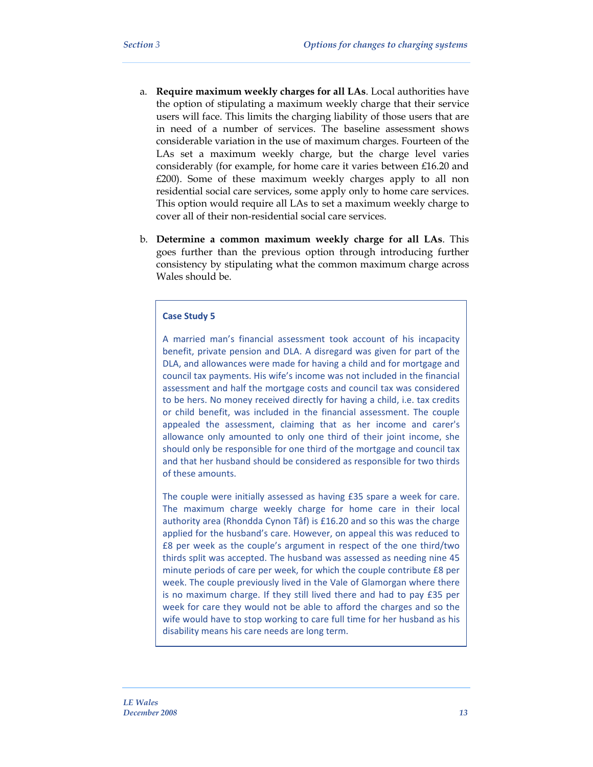a. **Require maximum weekly charges for all LAs**. Local authorities have the option of stipulating a maximum weekly charge that their service users will face. This limits the charging liability of those users that are in need of a number of services. The baseline assessment shows considerable variation in the use of maximum charges. Fourteen of the LAs set a maximum weekly charge, but the charge level varies considerably (for example, for home care it varies between £16.20 and £200). Some of these maximum weekly charges apply to all non residential social care services, some apply only to home care services. This option would require all LAs to set a maximum weekly charge to cover all of their non-residential social care services.

b. **Determine a common maximum weekly charge for all LAs**. This goes further than the previous option through introducing further consistency by stipulating what the common maximum charge across Wales should be.

> **Case Study 5**
>
> A married man's financial assessment took account of his incapacity benefit, private pension and DLA. A disregard was given for part of the DLA, and allowances were made for having a child and for mortgage and council tax payments. His wife's income was not included in the financial assessment and half the mortgage costs and council tax was considered to be hers. No money received directly for having a child, i.e. tax credits or child benefit, was included in the financial assessment. The couple appealed the assessment, claiming that as her income and carer's allowance only amounted to only one third of their joint income, she should only be responsible for one third of the mortgage and council tax and that her husband should be considered as responsible for two thirds of these amounts.
>
> The couple were initially assessed as having £35 spare a week for care. The maximum charge weekly charge for home care in their local authority area (Rhondda Cynon Tâf) is £16.20 and so this was the charge applied for the husband's care. However, on appeal this was reduced to £8 per week as the couple's argument in respect of the one third/two thirds split was accepted. The husband was assessed as needing nine 45 minute periods of care per week, for which the couple contribute £8 per week. The couple previously lived in the Vale of Glamorgan where there is no maximum charge. If they still lived there and had to pay £35 per week for care they would not be able to afford the charges and so the wife would have to stop working to care full time for her husband as his disability means his care needs are long term.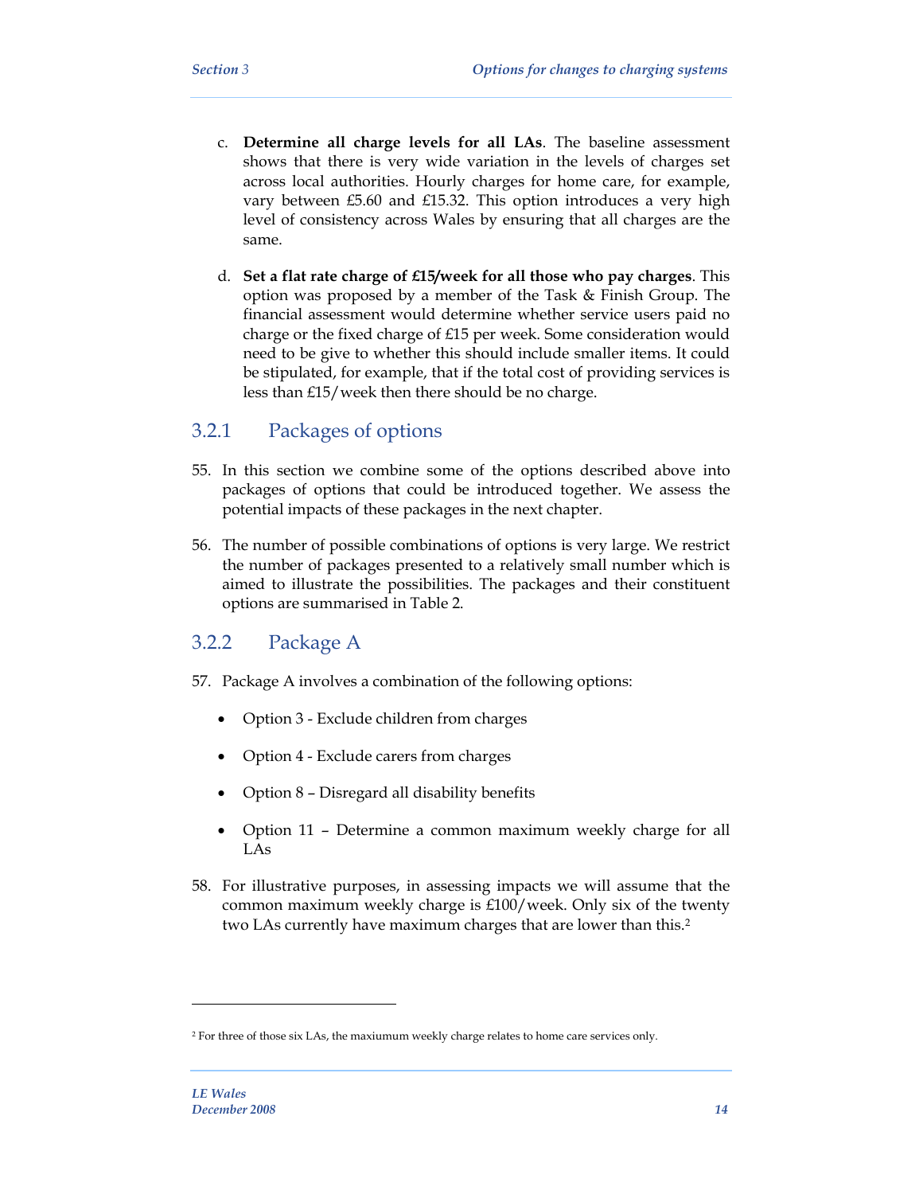c. **Determine all charge levels for all LAs**. The baseline assessment shows that there is very wide variation in the levels of charges set across local authorities. Hourly charges for home care, for example, vary between £5.60 and £15.32. This option introduces a very high level of consistency across Wales by ensuring that all charges are the same.

d. **Set a flat rate charge of £15/week for all those who pay charges**. This option was proposed by a member of the Task & Finish Group. The financial assessment would determine whether service users paid no charge or the fixed charge of £15 per week. Some consideration would need to be give to whether this should include smaller items. It could be stipulated, for example, that if the total cost of providing services is less than £15/week then there should be no charge.

### 3.2.1 Packages of options

55. In this section we combine some of the options described above into packages of options that could be introduced together. We assess the potential impacts of these packages in the next chapter.

56. The number of possible combinations of options is very large. We restrict the number of packages presented to a relatively small number which is aimed to illustrate the possibilities. The packages and their constituent options are summarised in Table 2.

### 3.2.2 Package A

57. Package A involves a combination of the following options:

- Option 3 - Exclude children from charges
- Option 4 - Exclude carers from charges
- Option 8 – Disregard all disability benefits
- Option 11 – Determine a common maximum weekly charge for all LAs

58. For illustrative purposes, in assessing impacts we will assume that the common maximum weekly charge is £100/week. Only six of the twenty two LAs currently have maximum charges that are lower than this.[2]

[2] For three of those six LAs, the maxiumum weekly charge relates to home care services only.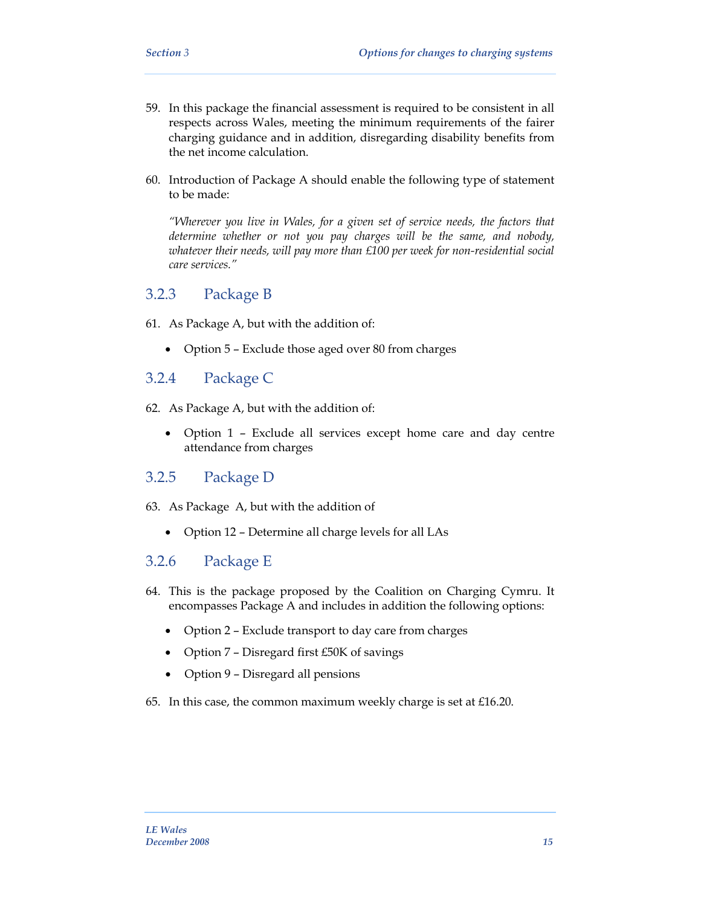59. In this package the financial assessment is required to be consistent in all respects across Wales, meeting the minimum requirements of the fairer charging guidance and in addition, disregarding disability benefits from the net income calculation.

60. Introduction of Package A should enable the following type of statement to be made:

    *"Wherever you live in Wales, for a given set of service needs, the factors that determine whether or not you pay charges will be the same, and nobody, whatever their needs, will pay more than £100 per week for non-residential social care services."*

### 3.2.3 Package B

61. As Package A, but with the addition of:

    - Option 5 – Exclude those aged over 80 from charges

### 3.2.4 Package C

62. As Package A, but with the addition of:

    - Option 1 – Exclude all services except home care and day centre attendance from charges

### 3.2.5 Package D

63. As Package A, but with the addition of

    - Option 12 – Determine all charge levels for all LAs

### 3.2.6 Package E

64. This is the package proposed by the Coalition on Charging Cymru. It encompasses Package A and includes in addition the following options:

    - Option 2 – Exclude transport to day care from charges
    - Option 7 – Disregard first £50K of savings
    - Option 9 – Disregard all pensions

65. In this case, the common maximum weekly charge is set at £16.20.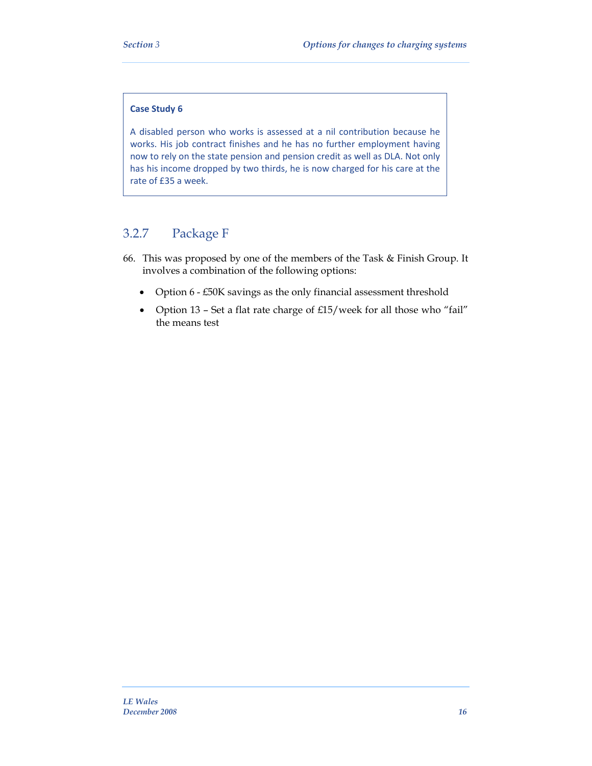**Case Study 6**

A disabled person who works is assessed at a nil contribution because he works. His job contract finishes and he has no further employment having now to rely on the state pension and pension credit as well as DLA. Not only has his income dropped by two thirds, he is now charged for his care at the rate of £35 a week.

### 3.2.7 Package F

66. This was proposed by one of the members of the Task & Finish Group. It involves a combination of the following options:

    - Option 6 - £50K savings as the only financial assessment threshold
    - Option 13 – Set a flat rate charge of £15/week for all those who "fail" the means test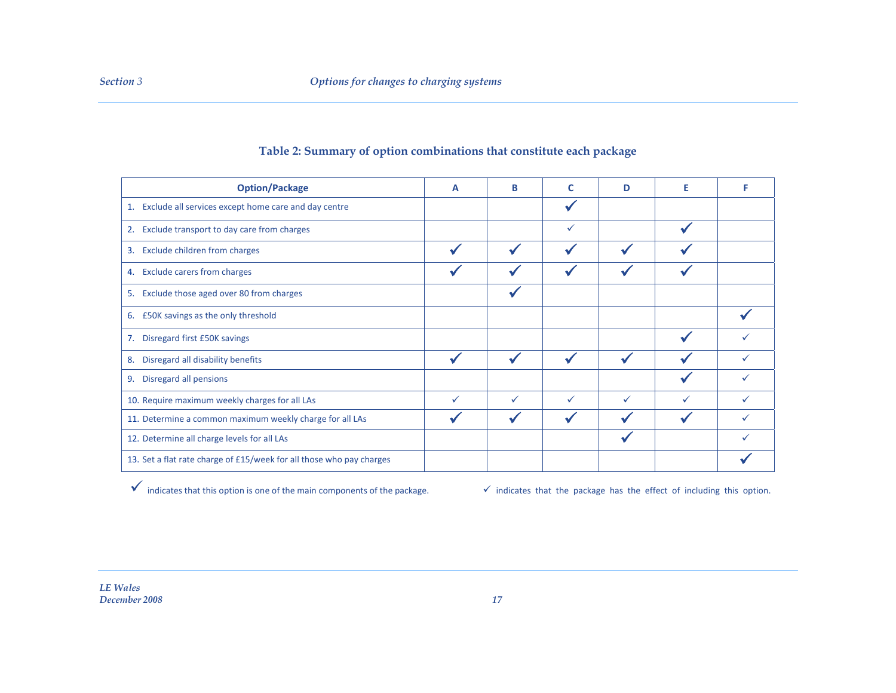**Table 2: Summary of option combinations that constitute each package**

| Option/Package | A | B | C | D | E | F |
|---|---|---|---|---|---|---|
| 1. Exclude all services except home care and day centre | | | ✔ | | | |
| 2. Exclude transport to day care from charges | | | ✓ | | ✔ | |
| 3. Exclude children from charges | ✔ | ✔ | ✔ | ✔ | ✔ | |
| 4. Exclude carers from charges | ✔ | ✔ | ✔ | ✔ | ✔ | |
| 5. Exclude those aged over 80 from charges | | ✔ | | | | |
| 6. £50K savings as the only threshold | | | | | | ✔ |
| 7. Disregard first £50K savings | | | | | ✔ | ✓ |
| 8. Disregard all disability benefits | ✔ | ✔ | ✔ | ✔ | ✔ | ✓ |
| 9. Disregard all pensions | | | | | ✔ | ✓ |
| 10. Require maximum weekly charges for all LAs | ✓ | ✓ | ✓ | ✓ | ✓ | ✓ |
| 11. Determine a common maximum weekly charge for all LAs | ✔ | ✔ | ✔ | ✔ | ✔ | ✓ |
| 12. Determine all charge levels for all LAs | | | | ✔ | | ✓ |
| 13. Set a flat rate charge of £15/week for all those who pay charges | | | | | | ✔ |

✔ indicates that this option is one of the main components of the package.

✓ indicates that the package has the effect of including this option.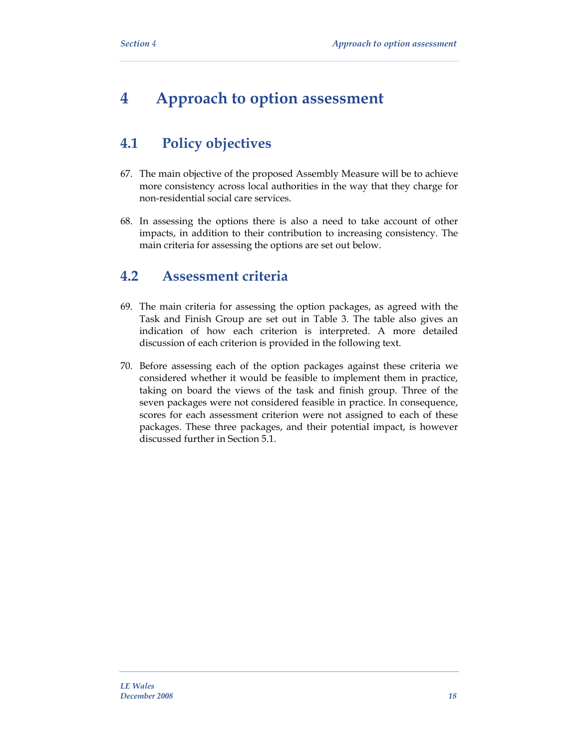# 4 Approach to option assessment

## 4.1 Policy objectives

67. The main objective of the proposed Assembly Measure will be to achieve more consistency across local authorities in the way that they charge for non-residential social care services.

68. In assessing the options there is also a need to take account of other impacts, in addition to their contribution to increasing consistency. The main criteria for assessing the options are set out below.

## 4.2 Assessment criteria

69. The main criteria for assessing the option packages, as agreed with the Task and Finish Group are set out in Table 3. The table also gives an indication of how each criterion is interpreted. A more detailed discussion of each criterion is provided in the following text.

70. Before assessing each of the option packages against these criteria we considered whether it would be feasible to implement them in practice, taking on board the views of the task and finish group. Three of the seven packages were not considered feasible in practice. In consequence, scores for each assessment criterion were not assigned to each of these packages. These three packages, and their potential impact, is however discussed further in Section 5.1.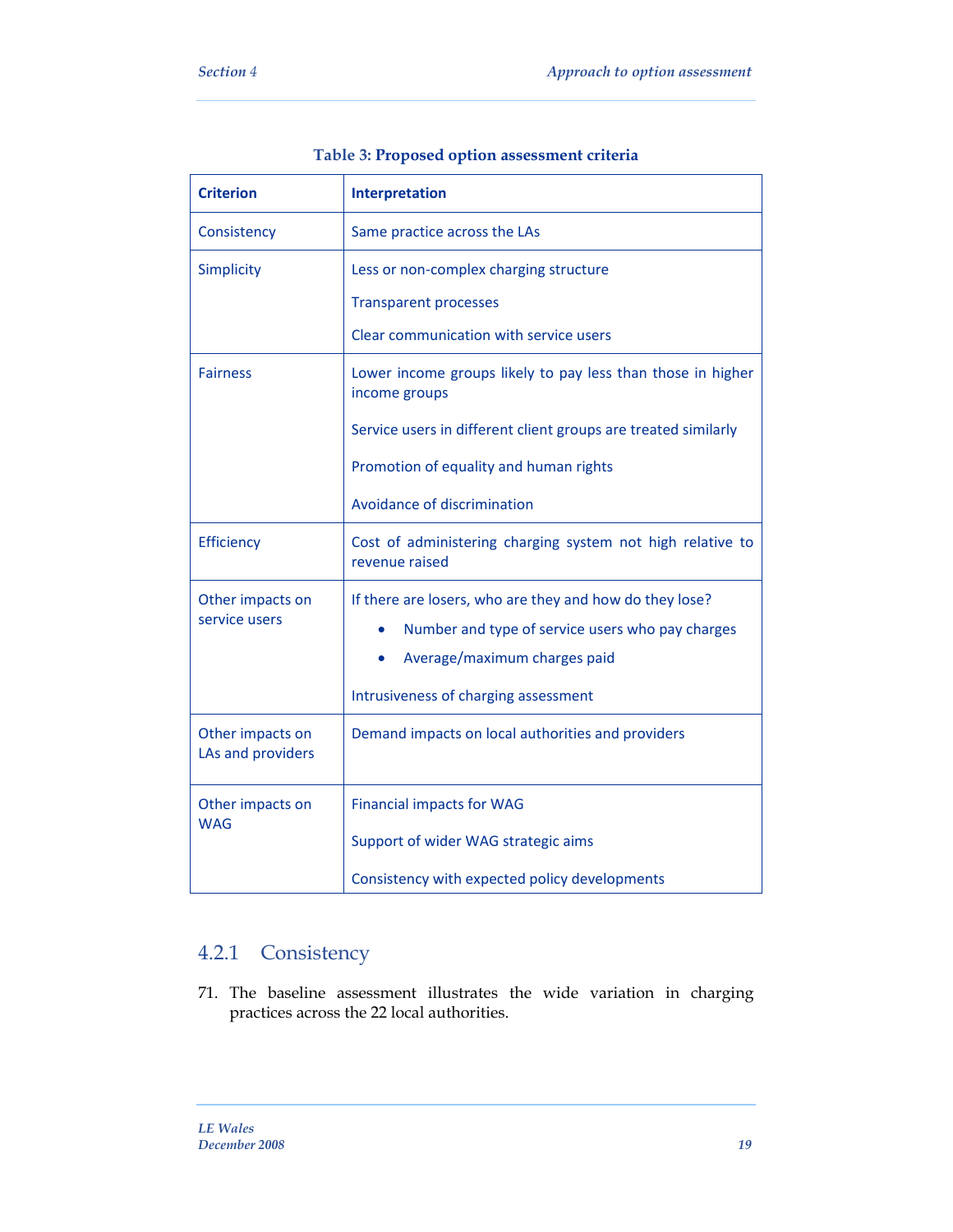**Table 3: Proposed option assessment criteria**

| Criterion | Interpretation |
|---|---|
| Consistency | Same practice across the LAs |
| Simplicity | Less or non-complex charging structure<br><br>Transparent processes<br><br>Clear communication with service users |
| Fairness | Lower income groups likely to pay less than those in higher income groups<br><br>Service users in different client groups are treated similarly<br><br>Promotion of equality and human rights<br><br>Avoidance of discrimination |
| Efficiency | Cost of administering charging system not high relative to revenue raised |
| Other impacts on service users | If there are losers, who are they and how do they lose?<br>• Number and type of service users who pay charges<br>• Average/maximum charges paid<br><br>Intrusiveness of charging assessment |
| Other impacts on LAs and providers | Demand impacts on local authorities and providers |
| Other impacts on WAG | Financial impacts for WAG<br><br>Support of wider WAG strategic aims<br><br>Consistency with expected policy developments |

### 4.2.1 Consistency

71. The baseline assessment illustrates the wide variation in charging practices across the 22 local authorities.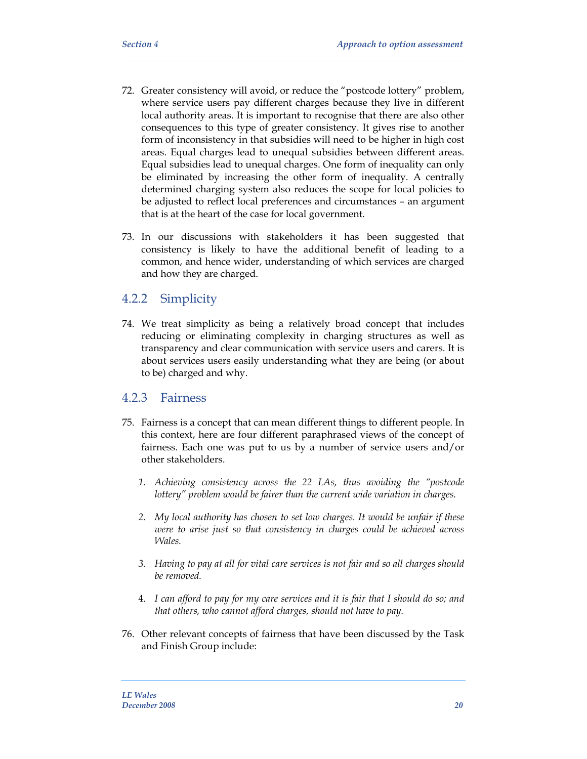72. Greater consistency will avoid, or reduce the "postcode lottery" problem, where service users pay different charges because they live in different local authority areas. It is important to recognise that there are also other consequences to this type of greater consistency. It gives rise to another form of inconsistency in that subsidies will need to be higher in high cost areas. Equal charges lead to unequal subsidies between different areas. Equal subsidies lead to unequal charges. One form of inequality can only be eliminated by increasing the other form of inequality. A centrally determined charging system also reduces the scope for local policies to be adjusted to reflect local preferences and circumstances – an argument that is at the heart of the case for local government.

73. In our discussions with stakeholders it has been suggested that consistency is likely to have the additional benefit of leading to a common, and hence wider, understanding of which services are charged and how they are charged.

### 4.2.2 Simplicity

74. We treat simplicity as being a relatively broad concept that includes reducing or eliminating complexity in charging structures as well as transparency and clear communication with service users and carers. It is about services users easily understanding what they are being (or about to be) charged and why.

### 4.2.3 Fairness

75. Fairness is a concept that can mean different things to different people. In this context, here are four different paraphrased views of the concept of fairness. Each one was put to us by a number of service users and/or other stakeholders.

    1. *Achieving consistency across the 22 LAs, thus avoiding the "postcode lottery" problem would be fairer than the current wide variation in charges.*

    2. *My local authority has chosen to set low charges. It would be unfair if these were to arise just so that consistency in charges could be achieved across Wales.*

    3. *Having to pay at all for vital care services is not fair and so all charges should be removed.*

    4. *I can afford to pay for my care services and it is fair that I should do so; and that others, who cannot afford charges, should not have to pay.*

76. Other relevant concepts of fairness that have been discussed by the Task and Finish Group include: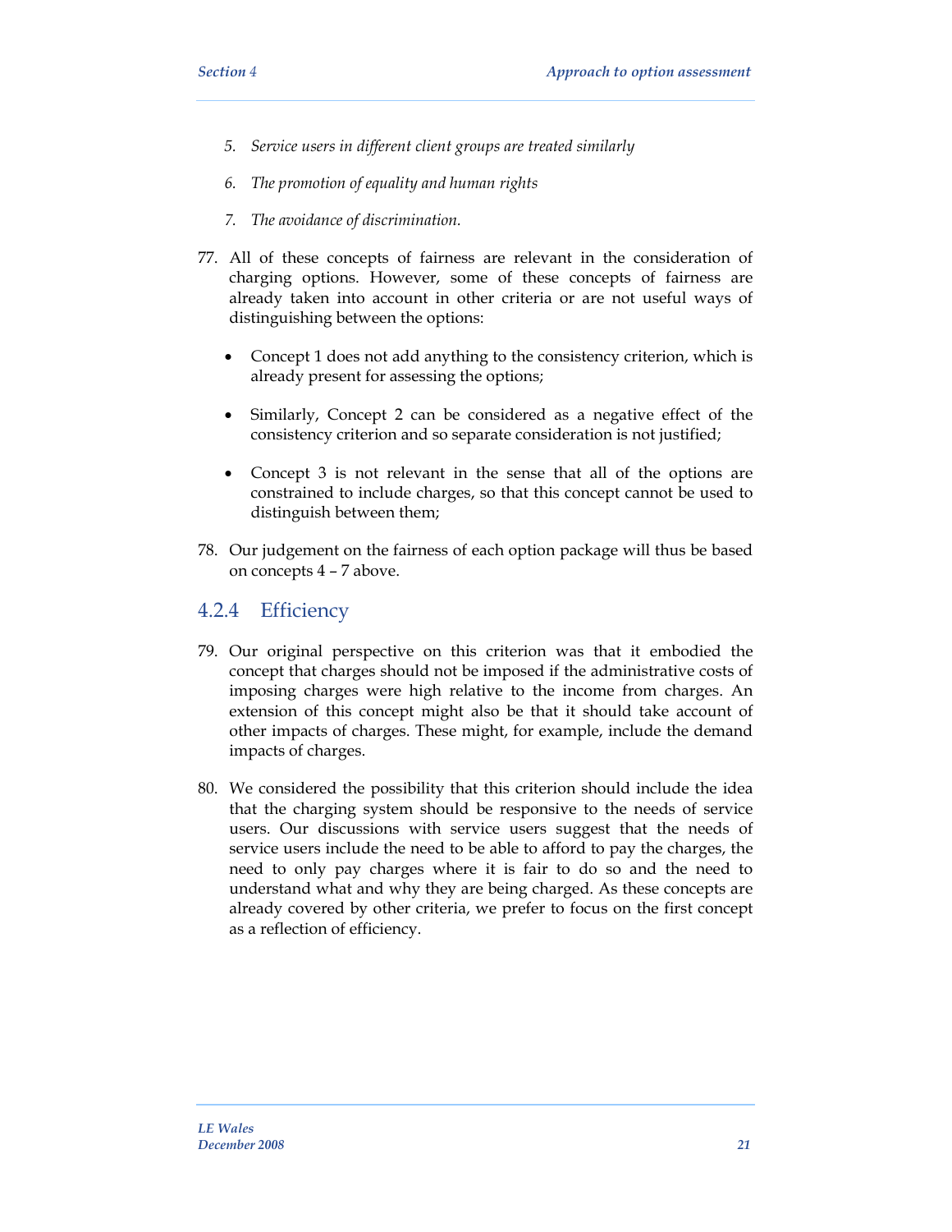5. *Service users in different client groups are treated similarly*

6. *The promotion of equality and human rights*

7. *The avoidance of discrimination.*

77. All of these concepts of fairness are relevant in the consideration of charging options. However, some of these concepts of fairness are already taken into account in other criteria or are not useful ways of distinguishing between the options:

    - Concept 1 does not add anything to the consistency criterion, which is already present for assessing the options;

    - Similarly, Concept 2 can be considered as a negative effect of the consistency criterion and so separate consideration is not justified;

    - Concept 3 is not relevant in the sense that all of the options are constrained to include charges, so that this concept cannot be used to distinguish between them;

78. Our judgement on the fairness of each option package will thus be based on concepts 4 – 7 above.

### 4.2.4 Efficiency

79. Our original perspective on this criterion was that it embodied the concept that charges should not be imposed if the administrative costs of imposing charges were high relative to the income from charges. An extension of this concept might also be that it should take account of other impacts of charges. These might, for example, include the demand impacts of charges.

80. We considered the possibility that this criterion should include the idea that the charging system should be responsive to the needs of service users. Our discussions with service users suggest that the needs of service users include the need to be able to afford to pay the charges, the need to only pay charges where it is fair to do so and the need to understand what and why they are being charged. As these concepts are already covered by other criteria, we prefer to focus on the first concept as a reflection of efficiency.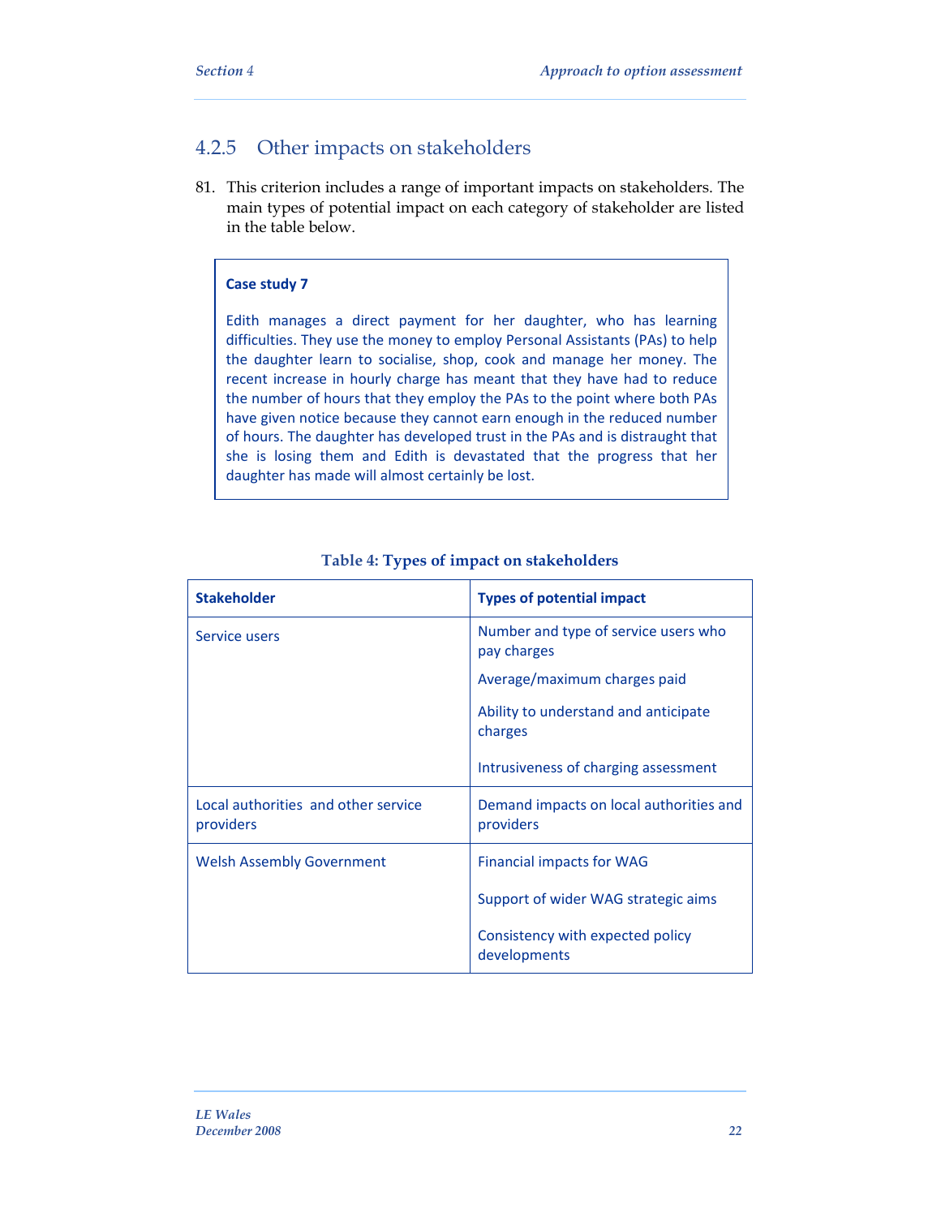### 4.2.5 Other impacts on stakeholders

81. This criterion includes a range of important impacts on stakeholders. The main types of potential impact on each category of stakeholder are listed in the table below.

> **Case study 7**
>
> Edith manages a direct payment for her daughter, who has learning difficulties. They use the money to employ Personal Assistants (PAs) to help the daughter learn to socialise, shop, cook and manage her money. The recent increase in hourly charge has meant that they have had to reduce the number of hours that they employ the PAs to the point where both PAs have given notice because they cannot earn enough in the reduced number of hours. The daughter has developed trust in the PAs and is distraught that she is losing them and Edith is devastated that the progress that her daughter has made will almost certainly be lost.

**Table 4: Types of impact on stakeholders**

| Stakeholder | Types of potential impact |
|---|---|
| Service users | Number and type of service users who pay charges<br>Average/maximum charges paid<br>Ability to understand and anticipate charges<br>Intrusiveness of charging assessment |
| Local authorities and other service providers | Demand impacts on local authorities and providers |
| Welsh Assembly Government | Financial impacts for WAG<br>Support of wider WAG strategic aims<br>Consistency with expected policy developments |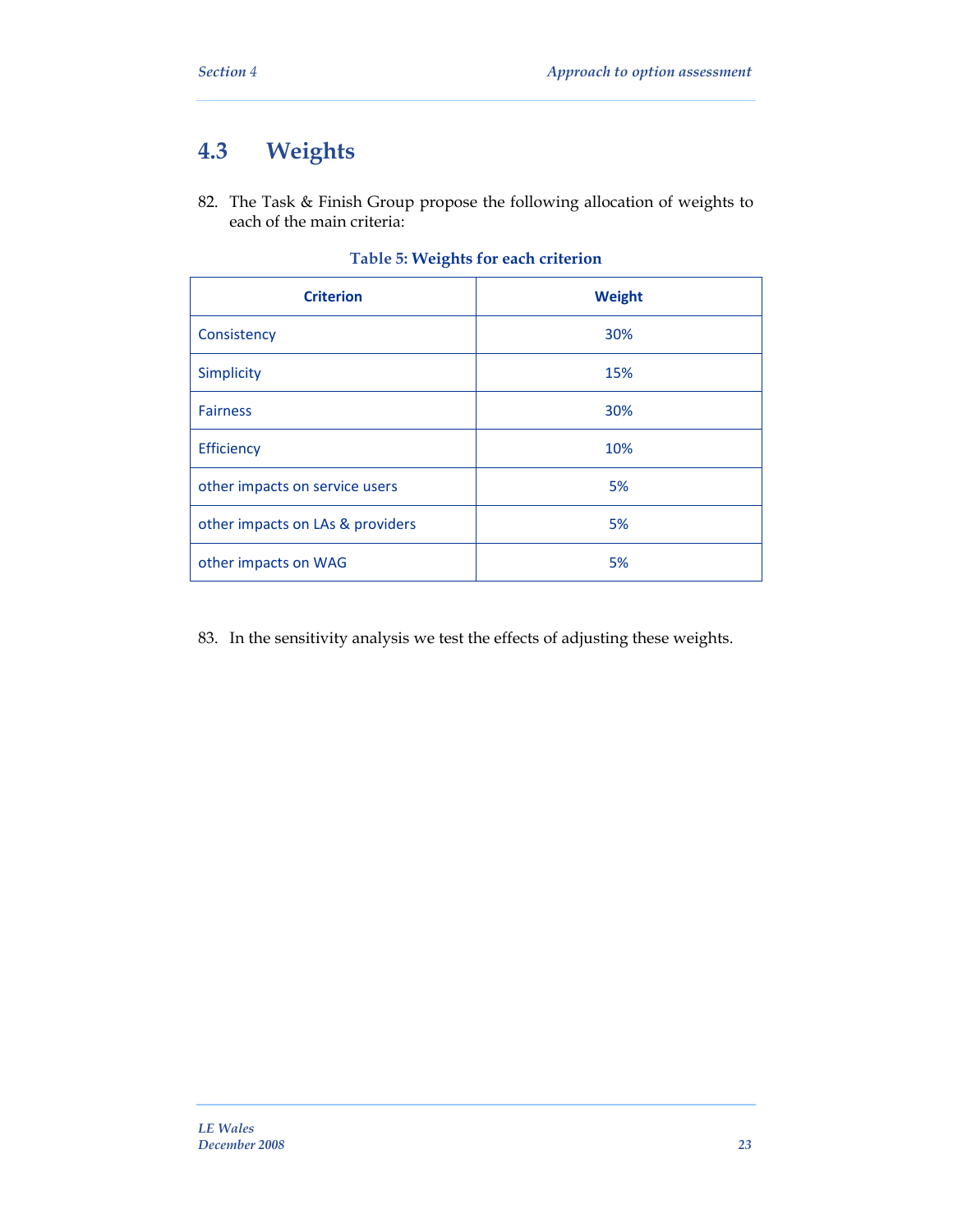## 4.3 Weights

82. The Task & Finish Group propose the following allocation of weights to each of the main criteria:

**Table 5: Weights for each criterion**

| Criterion | Weight |
|---|---|
| Consistency | 30% |
| Simplicity | 15% |
| Fairness | 30% |
| Efficiency | 10% |
| other impacts on service users | 5% |
| other impacts on LAs & providers | 5% |
| other impacts on WAG | 5% |

83. In the sensitivity analysis we test the effects of adjusting these weights.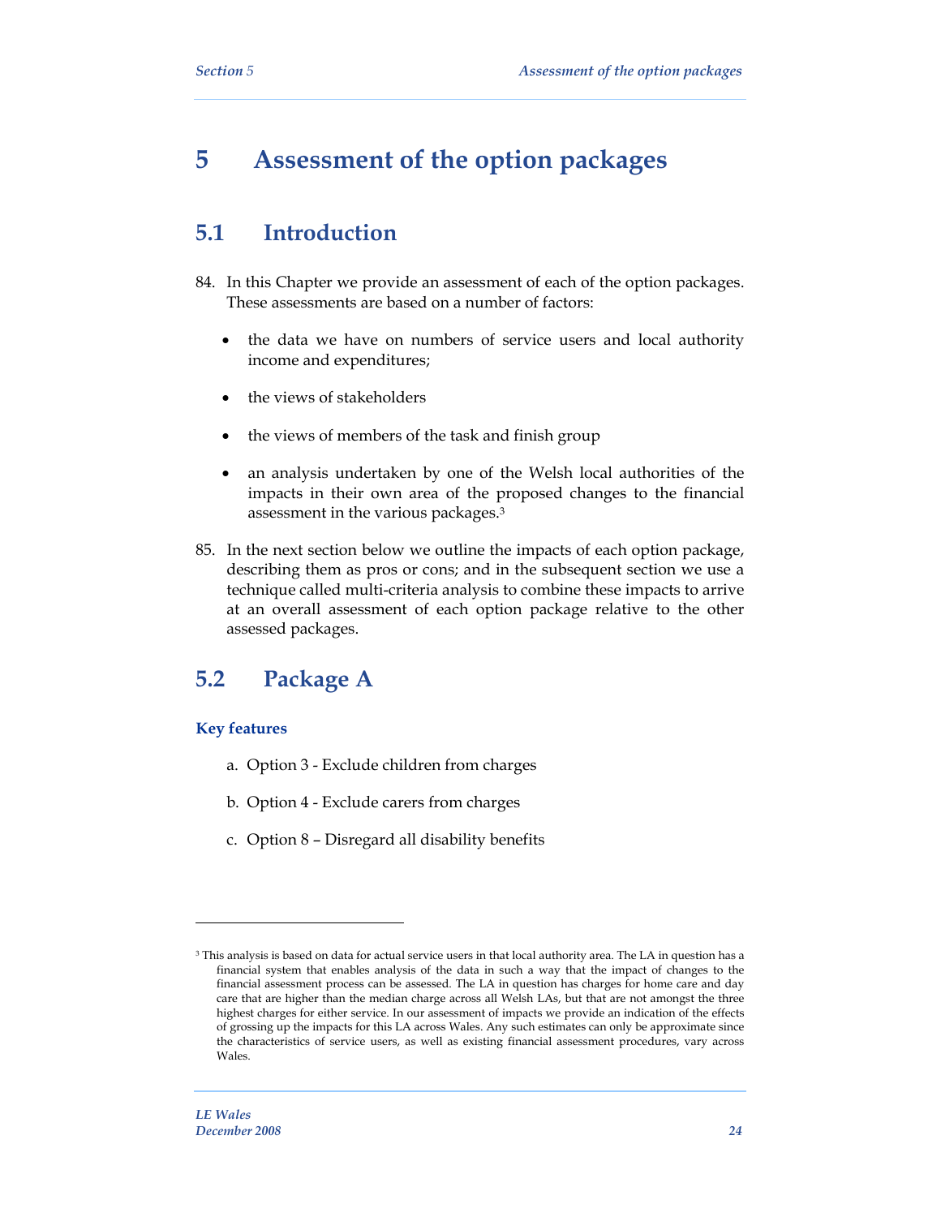# 5 Assessment of the option packages

## 5.1 Introduction

84. In this Chapter we provide an assessment of each of the option packages. These assessments are based on a number of factors:

    - the data we have on numbers of service users and local authority income and expenditures;
    - the views of stakeholders
    - the views of members of the task and finish group
    - an analysis undertaken by one of the Welsh local authorities of the impacts in their own area of the proposed changes to the financial assessment in the various packages.[3]

85. In the next section below we outline the impacts of each option package, describing them as pros or cons; and in the subsequent section we use a technique called multi-criteria analysis to combine these impacts to arrive at an overall assessment of each option package relative to the other assessed packages.

## 5.2 Package A

### Key features

a. Option 3 - Exclude children from charges

b. Option 4 - Exclude carers from charges

c. Option 8 – Disregard all disability benefits

---

[3] This analysis is based on data for actual service users in that local authority area. The LA in question has a financial system that enables analysis of the data in such a way that the impact of changes to the financial assessment process can be assessed. The LA in question has charges for home care and day care that are higher than the median charge across all Welsh LAs, but that are not amongst the three highest charges for either service. In our assessment of impacts we provide an indication of the effects of grossing up the impacts for this LA across Wales. Any such estimates can only be approximate since the characteristics of service users, as well as existing financial assessment procedures, vary across Wales.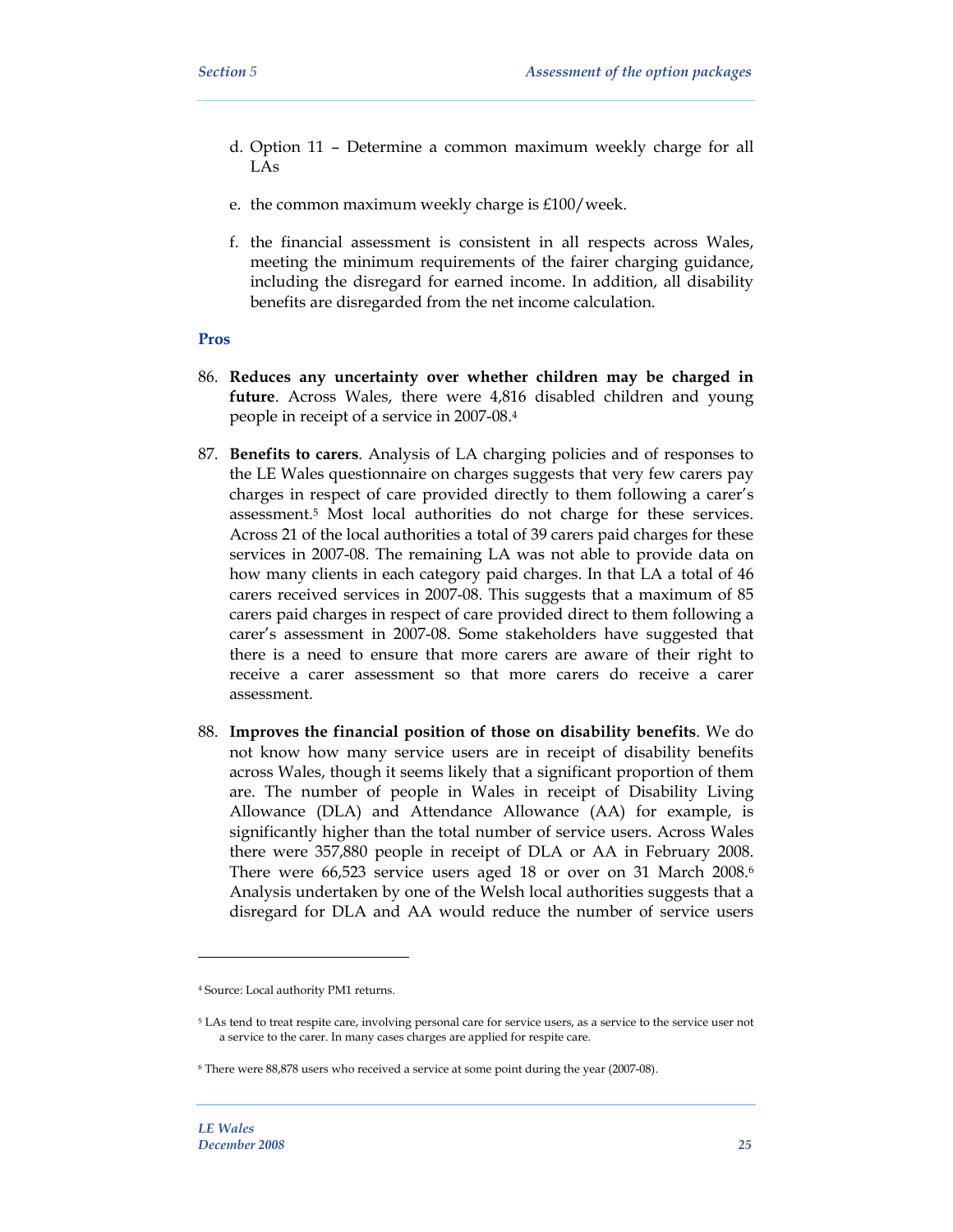d. Option 11 – Determine a common maximum weekly charge for all LAs

e. the common maximum weekly charge is £100/week.

f. the financial assessment is consistent in all respects across Wales, meeting the minimum requirements of the fairer charging guidance, including the disregard for earned income. In addition, all disability benefits are disregarded from the net income calculation.

### Pros

86. **Reduces any uncertainty over whether children may be charged in future**. Across Wales, there were 4,816 disabled children and young people in receipt of a service in 2007-08.[4]

87. **Benefits to carers**. Analysis of LA charging policies and of responses to the LE Wales questionnaire on charges suggests that very few carers pay charges in respect of care provided directly to them following a carer's assessment.[5] Most local authorities do not charge for these services. Across 21 of the local authorities a total of 39 carers paid charges for these services in 2007-08. The remaining LA was not able to provide data on how many clients in each category paid charges. In that LA a total of 46 carers received services in 2007-08. This suggests that a maximum of 85 carers paid charges in respect of care provided direct to them following a carer's assessment in 2007-08. Some stakeholders have suggested that there is a need to ensure that more carers are aware of their right to receive a carer assessment so that more carers do receive a carer assessment.

88. **Improves the financial position of those on disability benefits**. We do not know how many service users are in receipt of disability benefits across Wales, though it seems likely that a significant proportion of them are. The number of people in Wales in receipt of Disability Living Allowance (DLA) and Attendance Allowance (AA) for example, is significantly higher than the total number of service users. Across Wales there were 357,880 people in receipt of DLA or AA in February 2008. There were 66,523 service users aged 18 or over on 31 March 2008.[6] Analysis undertaken by one of the Welsh local authorities suggests that a disregard for DLA and AA would reduce the number of service users

---

[4] Source: Local authority PM1 returns.

[5] LAs tend to treat respite care, involving personal care for service users, as a service to the service user not a service to the carer. In many cases charges are applied for respite care.

[6] There were 88,878 users who received a service at some point during the year (2007-08).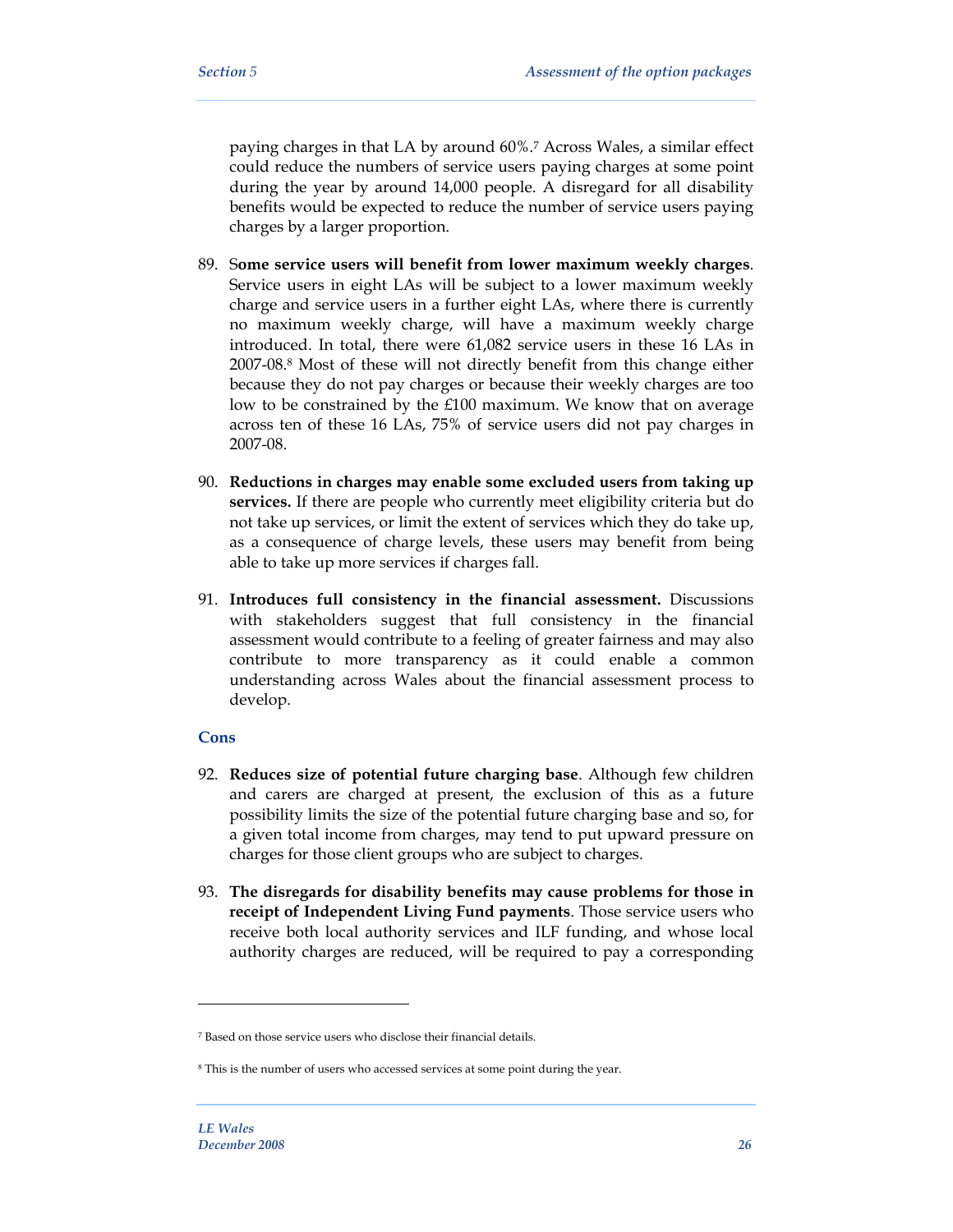paying charges in that LA by around 60%.[7] Across Wales, a similar effect could reduce the numbers of service users paying charges at some point during the year by around 14,000 people. A disregard for all disability benefits would be expected to reduce the number of service users paying charges by a larger proportion.

89. **Some service users will benefit from lower maximum weekly charges**. Service users in eight LAs will be subject to a lower maximum weekly charge and service users in a further eight LAs, where there is currently no maximum weekly charge, will have a maximum weekly charge introduced. In total, there were 61,082 service users in these 16 LAs in 2007-08.[8] Most of these will not directly benefit from this change either because they do not pay charges or because their weekly charges are too low to be constrained by the £100 maximum. We know that on average across ten of these 16 LAs, 75% of service users did not pay charges in 2007-08.

90. **Reductions in charges may enable some excluded users from taking up services.** If there are people who currently meet eligibility criteria but do not take up services, or limit the extent of services which they do take up, as a consequence of charge levels, these users may benefit from being able to take up more services if charges fall.

91. **Introduces full consistency in the financial assessment.** Discussions with stakeholders suggest that full consistency in the financial assessment would contribute to a feeling of greater fairness and may also contribute to more transparency as it could enable a common understanding across Wales about the financial assessment process to develop.

### Cons

92. **Reduces size of potential future charging base**. Although few children and carers are charged at present, the exclusion of this as a future possibility limits the size of the potential future charging base and so, for a given total income from charges, may tend to put upward pressure on charges for those client groups who are subject to charges.

93. **The disregards for disability benefits may cause problems for those in receipt of Independent Living Fund payments**. Those service users who receive both local authority services and ILF funding, and whose local authority charges are reduced, will be required to pay a corresponding

---

[7] Based on those service users who disclose their financial details.

[8] This is the number of users who accessed services at some point during the year.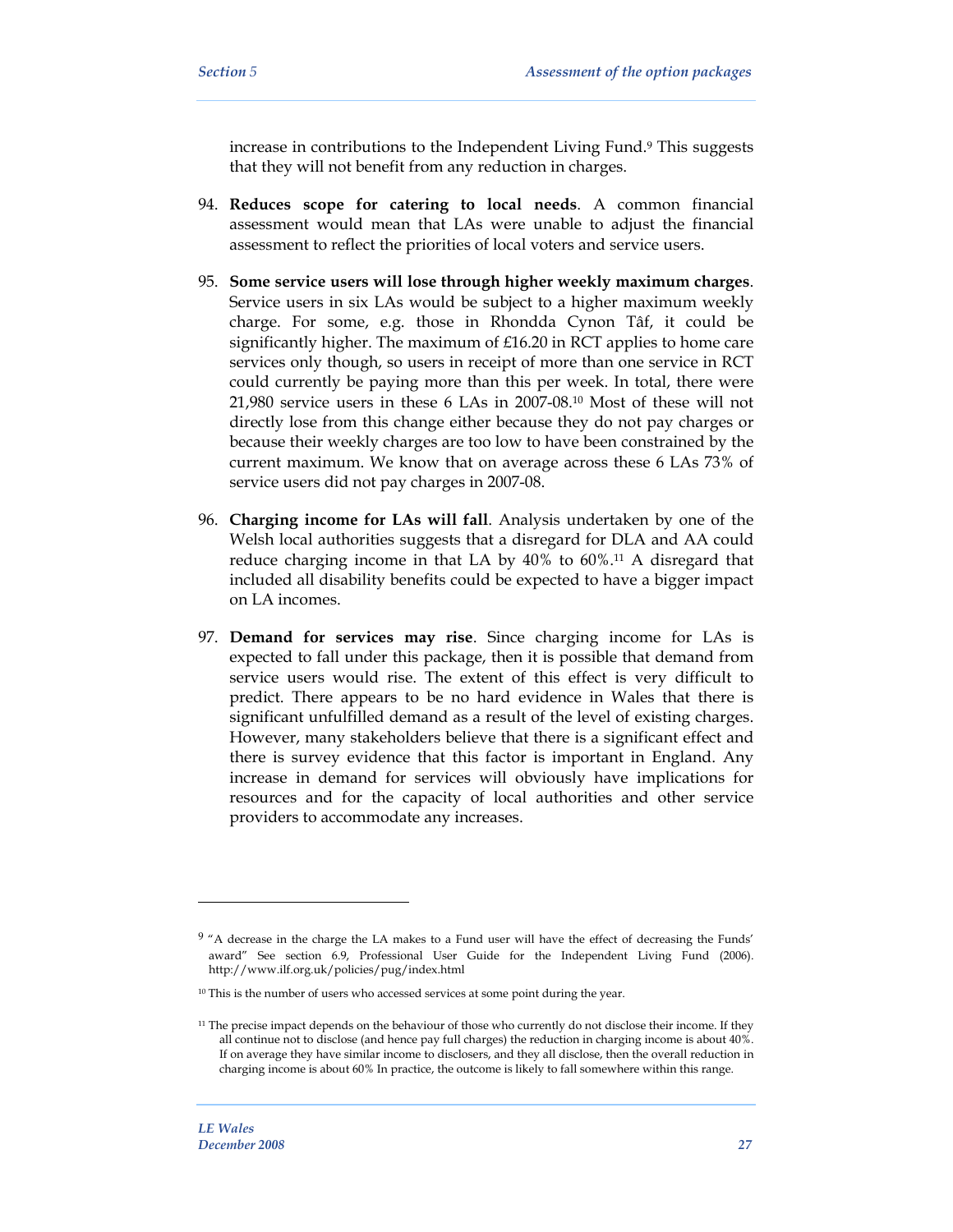increase in contributions to the Independent Living Fund.[9] This suggests that they will not benefit from any reduction in charges.

94. **Reduces scope for catering to local needs**. A common financial assessment would mean that LAs were unable to adjust the financial assessment to reflect the priorities of local voters and service users.

95. **Some service users will lose through higher weekly maximum charges**. Service users in six LAs would be subject to a higher maximum weekly charge. For some, e.g. those in Rhondda Cynon Tâf, it could be significantly higher. The maximum of £16.20 in RCT applies to home care services only though, so users in receipt of more than one service in RCT could currently be paying more than this per week. In total, there were 21,980 service users in these 6 LAs in 2007-08.[10] Most of these will not directly lose from this change either because they do not pay charges or because their weekly charges are too low to have been constrained by the current maximum. We know that on average across these 6 LAs 73% of service users did not pay charges in 2007-08.

96. **Charging income for LAs will fall**. Analysis undertaken by one of the Welsh local authorities suggests that a disregard for DLA and AA could reduce charging income in that LA by 40% to 60%.[11] A disregard that included all disability benefits could be expected to have a bigger impact on LA incomes.

97. **Demand for services may rise**. Since charging income for LAs is expected to fall under this package, then it is possible that demand from service users would rise. The extent of this effect is very difficult to predict. There appears to be no hard evidence in Wales that there is significant unfulfilled demand as a result of the level of existing charges. However, many stakeholders believe that there is a significant effect and there is survey evidence that this factor is important in England. Any increase in demand for services will obviously have implications for resources and for the capacity of local authorities and other service providers to accommodate any increases.

---

[9] "A decrease in the charge the LA makes to a Fund user will have the effect of decreasing the Funds' award" See section 6.9, Professional User Guide for the Independent Living Fund (2006). http://www.ilf.org.uk/policies/pug/index.html

[10] This is the number of users who accessed services at some point during the year.

[11] The precise impact depends on the behaviour of those who currently do not disclose their income. If they all continue not to disclose (and hence pay full charges) the reduction in charging income is about 40%. If on average they have similar income to disclosers, and they all disclose, then the overall reduction in charging income is about 60% In practice, the outcome is likely to fall somewhere within this range.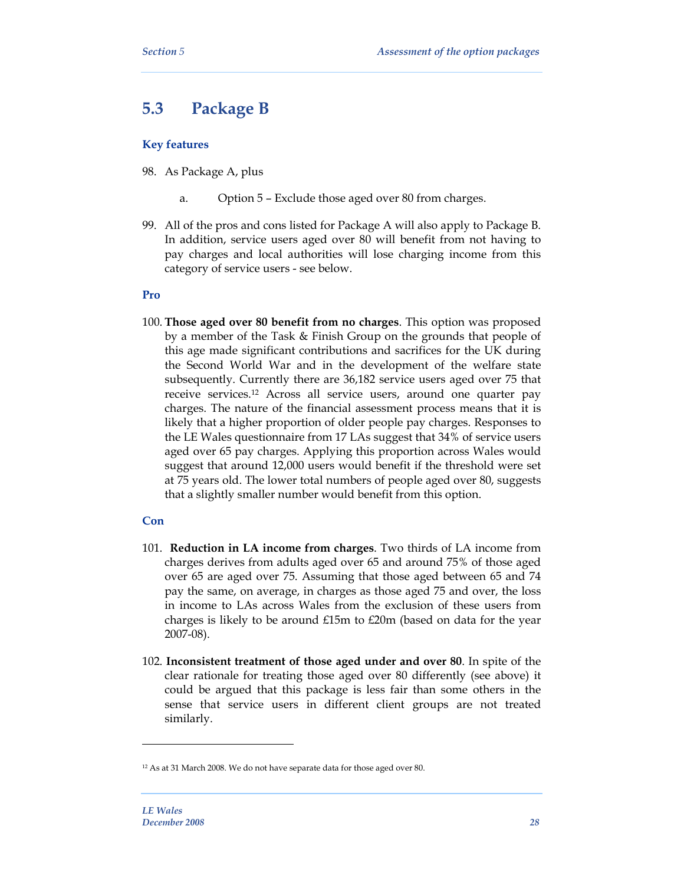## 5.3 Package B

### Key features

98. As Package A, plus

    a. Option 5 – Exclude those aged over 80 from charges.

99. All of the pros and cons listed for Package A will also apply to Package B. In addition, service users aged over 80 will benefit from not having to pay charges and local authorities will lose charging income from this category of service users - see below.

### Pro

100. **Those aged over 80 benefit from no charges**. This option was proposed by a member of the Task & Finish Group on the grounds that people of this age made significant contributions and sacrifices for the UK during the Second World War and in the development of the welfare state subsequently. Currently there are 36,182 service users aged over 75 that receive services.[12] Across all service users, around one quarter pay charges. The nature of the financial assessment process means that it is likely that a higher proportion of older people pay charges. Responses to the LE Wales questionnaire from 17 LAs suggest that 34% of service users aged over 65 pay charges. Applying this proportion across Wales would suggest that around 12,000 users would benefit if the threshold were set at 75 years old. The lower total numbers of people aged over 80, suggests that a slightly smaller number would benefit from this option.

### Con

101. **Reduction in LA income from charges**. Two thirds of LA income from charges derives from adults aged over 65 and around 75% of those aged over 65 are aged over 75. Assuming that those aged between 65 and 74 pay the same, on average, in charges as those aged 75 and over, the loss in income to LAs across Wales from the exclusion of these users from charges is likely to be around £15m to £20m (based on data for the year 2007-08).

102. **Inconsistent treatment of those aged under and over 80**. In spite of the clear rationale for treating those aged over 80 differently (see above) it could be argued that this package is less fair than some others in the sense that service users in different client groups are not treated similarly.

---

[12] As at 31 March 2008. We do not have separate data for those aged over 80.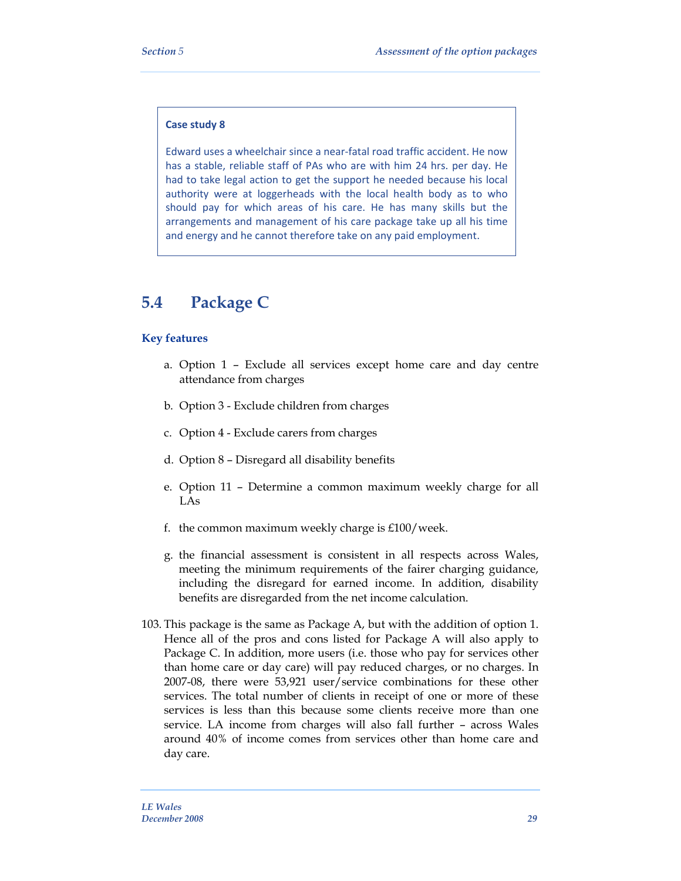**Case study 8**

Edward uses a wheelchair since a near-fatal road traffic accident. He now has a stable, reliable staff of PAs who are with him 24 hrs. per day. He had to take legal action to get the support he needed because his local authority were at loggerheads with the local health body as to who should pay for which areas of his care. He has many skills but the arrangements and management of his care package take up all his time and energy and he cannot therefore take on any paid employment.

## 5.4 Package C

### Key features

a. Option 1 – Exclude all services except home care and day centre attendance from charges

b. Option 3 - Exclude children from charges

c. Option 4 - Exclude carers from charges

d. Option 8 – Disregard all disability benefits

e. Option 11 – Determine a common maximum weekly charge for all LAs

f. the common maximum weekly charge is £100/week.

g. the financial assessment is consistent in all respects across Wales, meeting the minimum requirements of the fairer charging guidance, including the disregard for earned income. In addition, disability benefits are disregarded from the net income calculation.

103. This package is the same as Package A, but with the addition of option 1. Hence all of the pros and cons listed for Package A will also apply to Package C. In addition, more users (i.e. those who pay for services other than home care or day care) will pay reduced charges, or no charges. In 2007-08, there were 53,921 user/service combinations for these other services. The total number of clients in receipt of one or more of these services is less than this because some clients receive more than one service. LA income from charges will also fall further – across Wales around 40% of income comes from services other than home care and day care.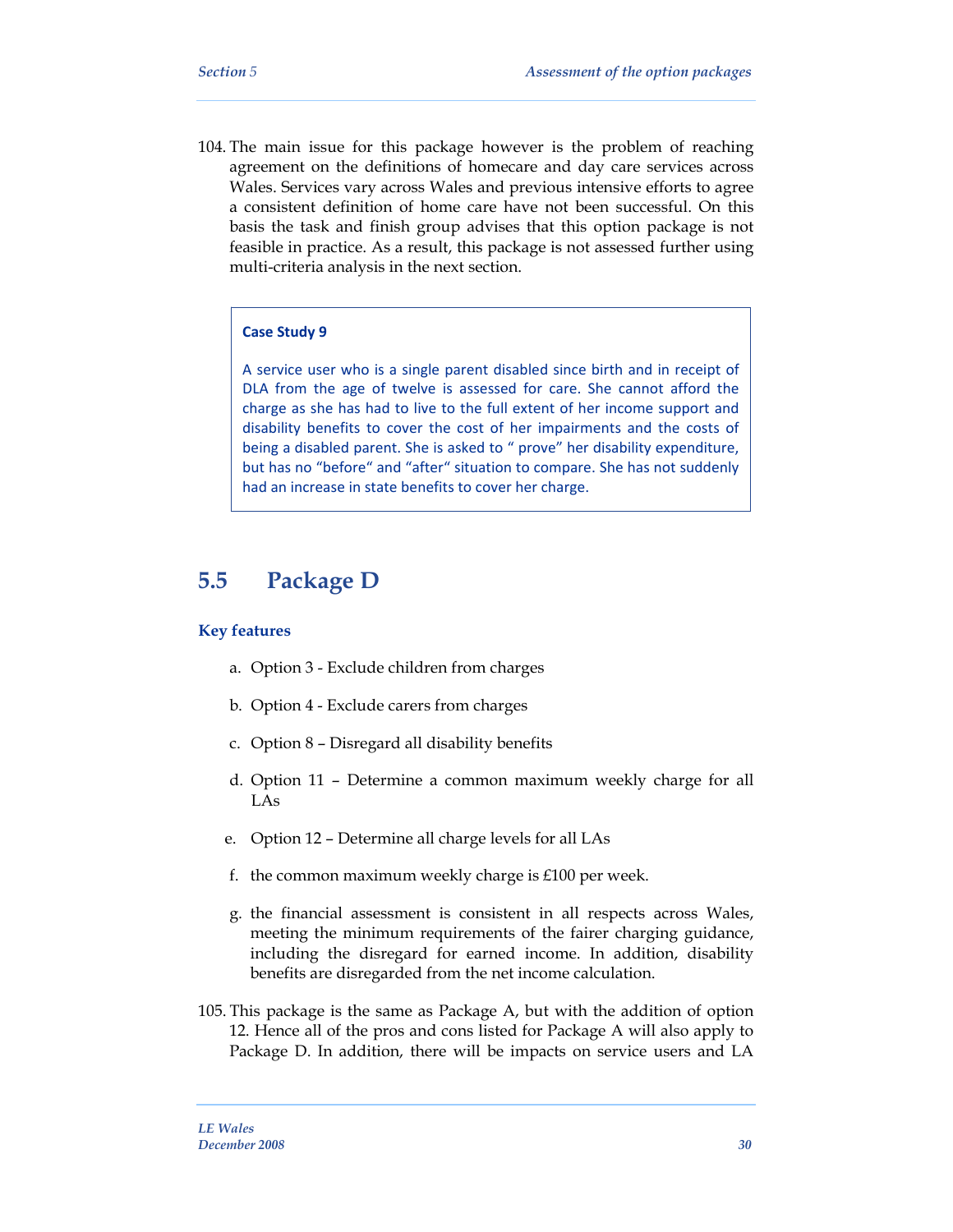104. The main issue for this package however is the problem of reaching agreement on the definitions of homecare and day care services across Wales. Services vary across Wales and previous intensive efforts to agree a consistent definition of home care have not been successful. On this basis the task and finish group advises that this option package is not feasible in practice. As a result, this package is not assessed further using multi-criteria analysis in the next section.

> **Case Study 9**
>
> A service user who is a single parent disabled since birth and in receipt of DLA from the age of twelve is assessed for care. She cannot afford the charge as she has had to live to the full extent of her income support and disability benefits to cover the cost of her impairments and the costs of being a disabled parent. She is asked to " prove" her disability expenditure, but has no "before" and "after" situation to compare. She has not suddenly had an increase in state benefits to cover her charge.

## 5.5 Package D

### Key features

a. Option 3 - Exclude children from charges

b. Option 4 - Exclude carers from charges

c. Option 8 – Disregard all disability benefits

d. Option 11 – Determine a common maximum weekly charge for all LAs

e. Option 12 – Determine all charge levels for all LAs

f. the common maximum weekly charge is £100 per week.

g. the financial assessment is consistent in all respects across Wales, meeting the minimum requirements of the fairer charging guidance, including the disregard for earned income. In addition, disability benefits are disregarded from the net income calculation.

105. This package is the same as Package A, but with the addition of option 12. Hence all of the pros and cons listed for Package A will also apply to Package D. In addition, there will be impacts on service users and LA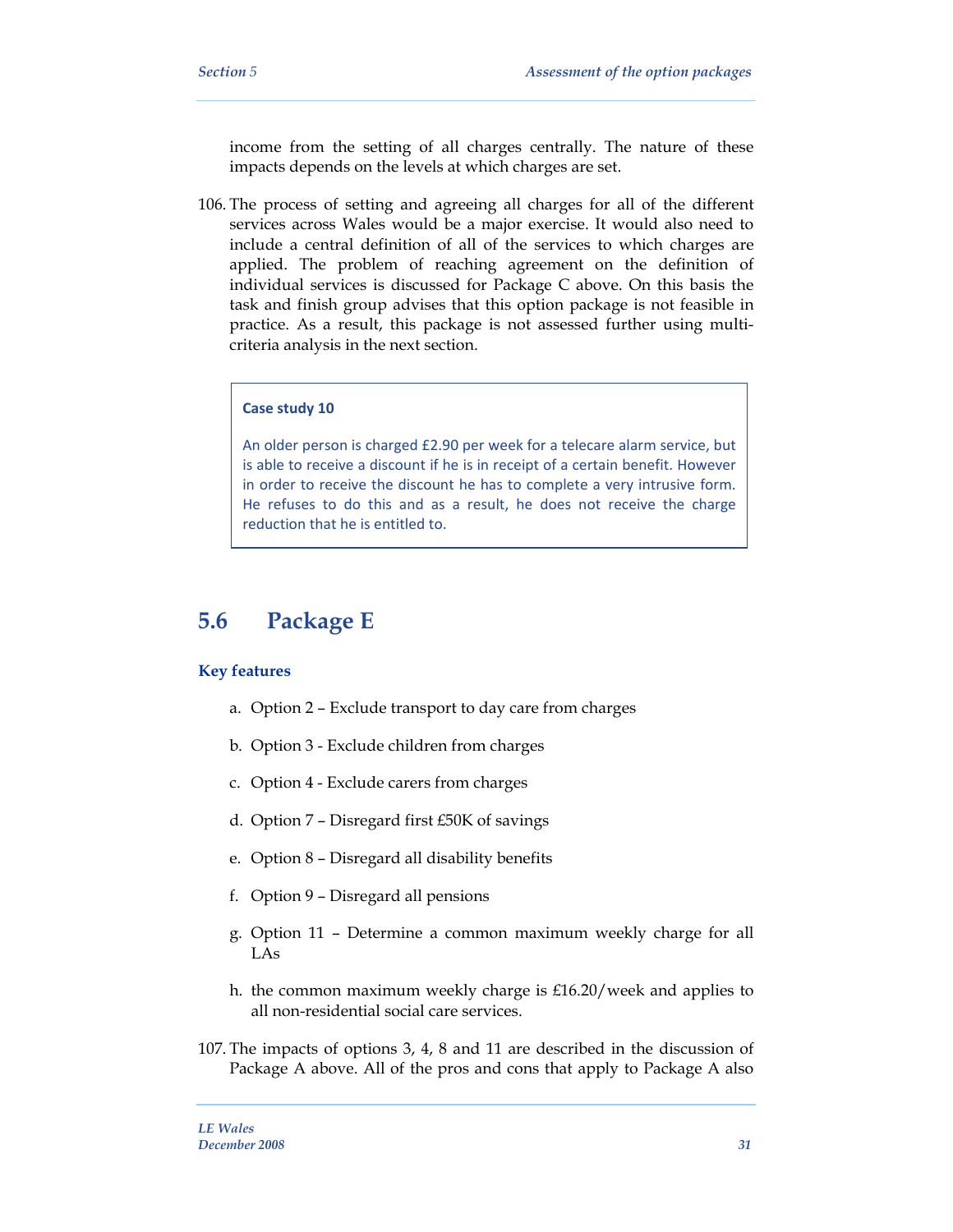income from the setting of all charges centrally. The nature of these impacts depends on the levels at which charges are set.

106. The process of setting and agreeing all charges for all of the different services across Wales would be a major exercise. It would also need to include a central definition of all of the services to which charges are applied. The problem of reaching agreement on the definition of individual services is discussed for Package C above. On this basis the task and finish group advises that this option package is not feasible in practice. As a result, this package is not assessed further using multi-criteria analysis in the next section.

> **Case study 10**
>
> An older person is charged £2.90 per week for a telecare alarm service, but is able to receive a discount if he is in receipt of a certain benefit. However in order to receive the discount he has to complete a very intrusive form. He refuses to do this and as a result, he does not receive the charge reduction that he is entitled to.

## 5.6 Package E

### Key features

a. Option 2 – Exclude transport to day care from charges

b. Option 3 - Exclude children from charges

c. Option 4 - Exclude carers from charges

d. Option 7 – Disregard first £50K of savings

e. Option 8 – Disregard all disability benefits

f. Option 9 – Disregard all pensions

g. Option 11 – Determine a common maximum weekly charge for all LAs

h. the common maximum weekly charge is £16.20/week and applies to all non-residential social care services.

107. The impacts of options 3, 4, 8 and 11 are described in the discussion of Package A above. All of the pros and cons that apply to Package A also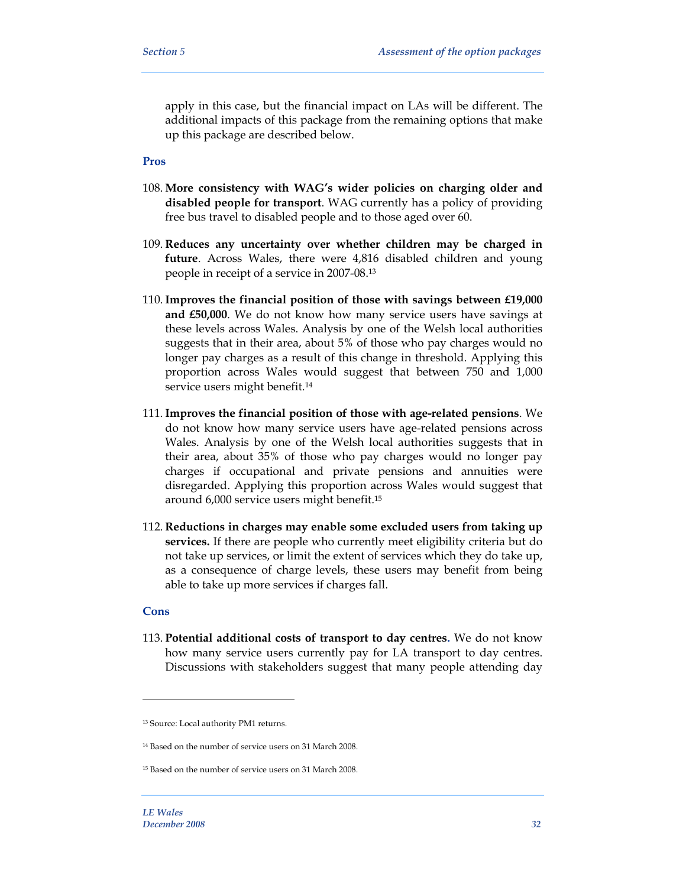apply in this case, but the financial impact on LAs will be different. The additional impacts of this package from the remaining options that make up this package are described below.

### Pros

108. **More consistency with WAG's wider policies on charging older and disabled people for transport**. WAG currently has a policy of providing free bus travel to disabled people and to those aged over 60.

109. **Reduces any uncertainty over whether children may be charged in future**. Across Wales, there were 4,816 disabled children and young people in receipt of a service in 2007-08.[13]

110. **Improves the financial position of those with savings between £19,000 and £50,000**. We do not know how many service users have savings at these levels across Wales. Analysis by one of the Welsh local authorities suggests that in their area, about 5% of those who pay charges would no longer pay charges as a result of this change in threshold. Applying this proportion across Wales would suggest that between 750 and 1,000 service users might benefit.[14]

111. **Improves the financial position of those with age-related pensions**. We do not know how many service users have age-related pensions across Wales. Analysis by one of the Welsh local authorities suggests that in their area, about 35% of those who pay charges would no longer pay charges if occupational and private pensions and annuities were disregarded. Applying this proportion across Wales would suggest that around 6,000 service users might benefit.[15]

112. **Reductions in charges may enable some excluded users from taking up services.** If there are people who currently meet eligibility criteria but do not take up services, or limit the extent of services which they do take up, as a consequence of charge levels, these users may benefit from being able to take up more services if charges fall.

### Cons

113. **Potential additional costs of transport to day centres.** We do not know how many service users currently pay for LA transport to day centres. Discussions with stakeholders suggest that many people attending day

---

[13] Source: Local authority PM1 returns.

[14] Based on the number of service users on 31 March 2008.

[15] Based on the number of service users on 31 March 2008.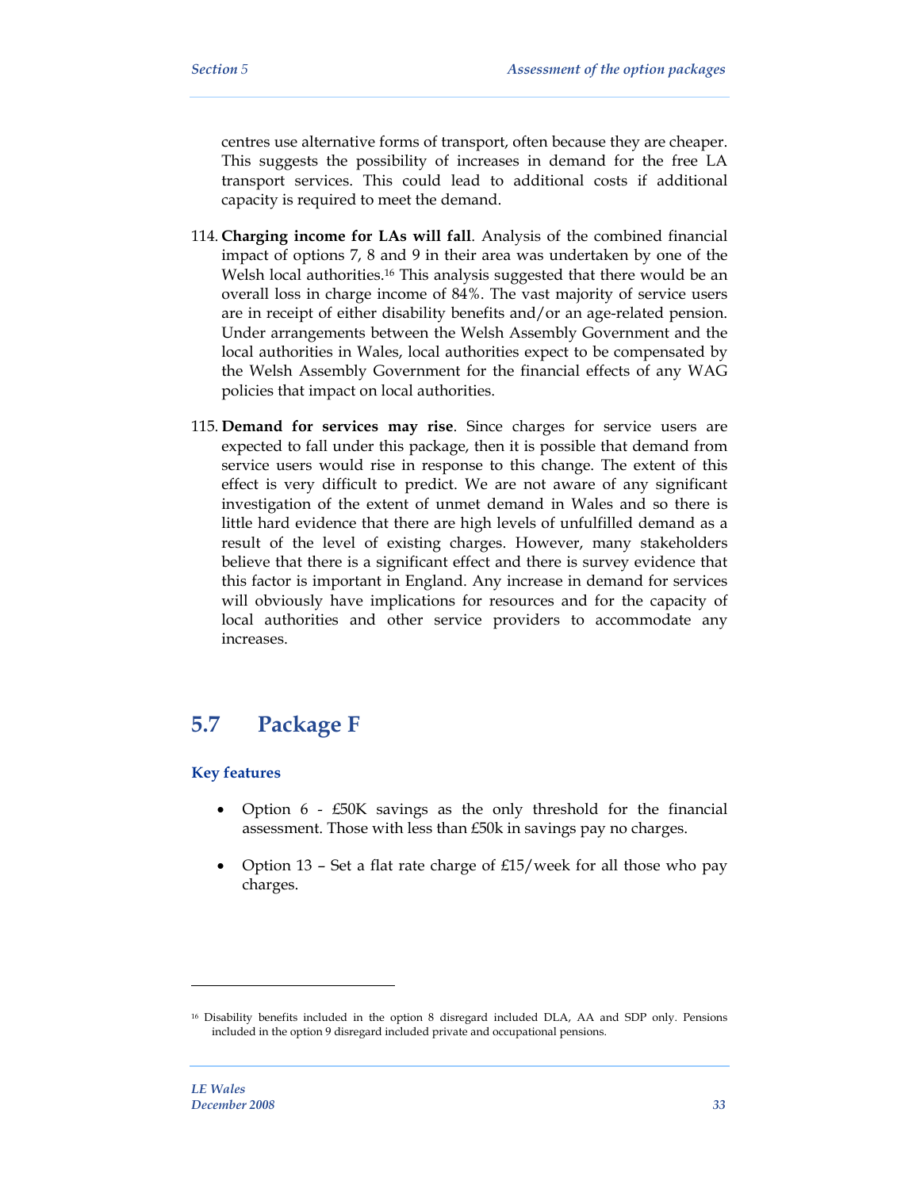centres use alternative forms of transport, often because they are cheaper. This suggests the possibility of increases in demand for the free LA transport services. This could lead to additional costs if additional capacity is required to meet the demand.

114. **Charging income for LAs will fall**. Analysis of the combined financial impact of options 7, 8 and 9 in their area was undertaken by one of the Welsh local authorities.[16] This analysis suggested that there would be an overall loss in charge income of 84%. The vast majority of service users are in receipt of either disability benefits and/or an age-related pension. Under arrangements between the Welsh Assembly Government and the local authorities in Wales, local authorities expect to be compensated by the Welsh Assembly Government for the financial effects of any WAG policies that impact on local authorities.

115. **Demand for services may rise**. Since charges for service users are expected to fall under this package, then it is possible that demand from service users would rise in response to this change. The extent of this effect is very difficult to predict. We are not aware of any significant investigation of the extent of unmet demand in Wales and so there is little hard evidence that there are high levels of unfulfilled demand as a result of the level of existing charges. However, many stakeholders believe that there is a significant effect and there is survey evidence that this factor is important in England. Any increase in demand for services will obviously have implications for resources and for the capacity of local authorities and other service providers to accommodate any increases.

## 5.7 Package F

### Key features

- Option 6 - £50K savings as the only threshold for the financial assessment. Those with less than £50k in savings pay no charges.
- Option 13 – Set a flat rate charge of £15/week for all those who pay charges.

[16] Disability benefits included in the option 8 disregard included DLA, AA and SDP only. Pensions included in the option 9 disregard included private and occupational pensions.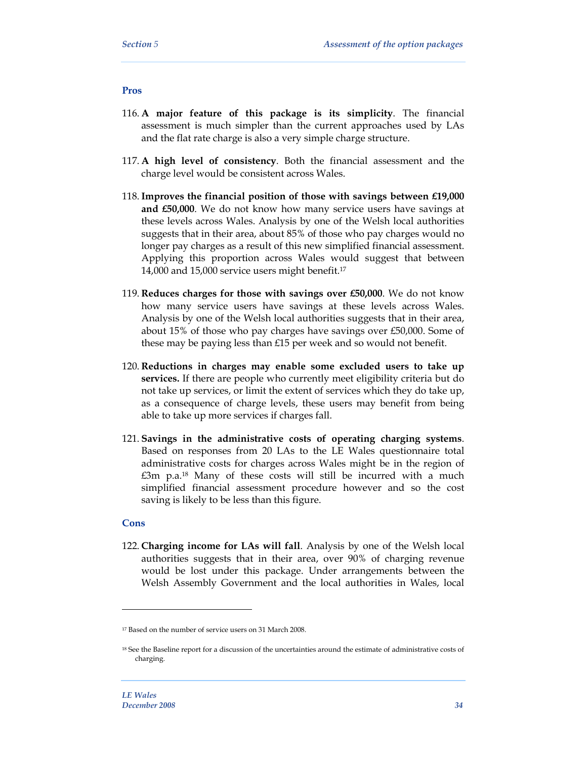### Pros

116. **A major feature of this package is its simplicity**. The financial assessment is much simpler than the current approaches used by LAs and the flat rate charge is also a very simple charge structure.

117. **A high level of consistency**. Both the financial assessment and the charge level would be consistent across Wales.

118. **Improves the financial position of those with savings between £19,000 and £50,000**. We do not know how many service users have savings at these levels across Wales. Analysis by one of the Welsh local authorities suggests that in their area, about 85% of those who pay charges would no longer pay charges as a result of this new simplified financial assessment. Applying this proportion across Wales would suggest that between 14,000 and 15,000 service users might benefit.[17]

119. **Reduces charges for those with savings over £50,000**. We do not know how many service users have savings at these levels across Wales. Analysis by one of the Welsh local authorities suggests that in their area, about 15% of those who pay charges have savings over £50,000. Some of these may be paying less than £15 per week and so would not benefit.

120. **Reductions in charges may enable some excluded users to take up services.** If there are people who currently meet eligibility criteria but do not take up services, or limit the extent of services which they do take up, as a consequence of charge levels, these users may benefit from being able to take up more services if charges fall.

121. **Savings in the administrative costs of operating charging systems**. Based on responses from 20 LAs to the LE Wales questionnaire total administrative costs for charges across Wales might be in the region of £3m p.a.[18] Many of these costs will still be incurred with a much simplified financial assessment procedure however and so the cost saving is likely to be less than this figure.

### Cons

122. **Charging income for LAs will fall**. Analysis by one of the Welsh local authorities suggests that in their area, over 90% of charging revenue would be lost under this package. Under arrangements between the Welsh Assembly Government and the local authorities in Wales, local

---

[17] Based on the number of service users on 31 March 2008.

[18] See the Baseline report for a discussion of the uncertainties around the estimate of administrative costs of charging.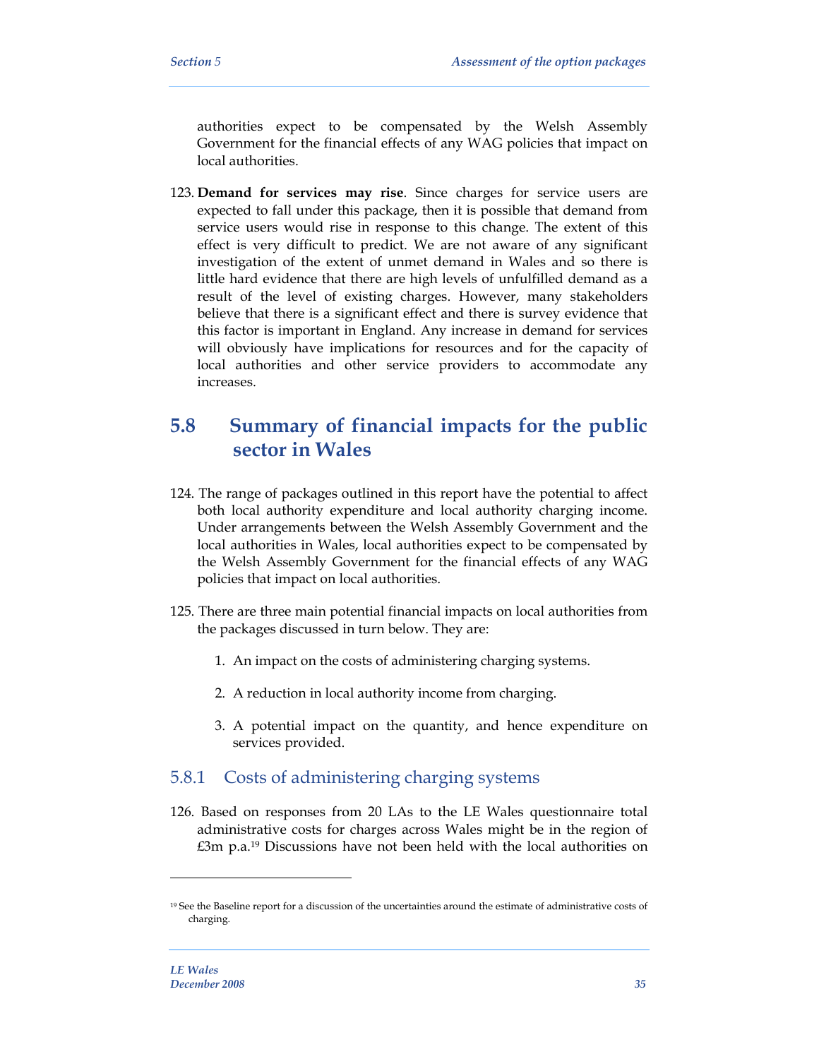authorities expect to be compensated by the Welsh Assembly Government for the financial effects of any WAG policies that impact on local authorities.

123. **Demand for services may rise**. Since charges for service users are expected to fall under this package, then it is possible that demand from service users would rise in response to this change. The extent of this effect is very difficult to predict. We are not aware of any significant investigation of the extent of unmet demand in Wales and so there is little hard evidence that there are high levels of unfulfilled demand as a result of the level of existing charges. However, many stakeholders believe that there is a significant effect and there is survey evidence that this factor is important in England. Any increase in demand for services will obviously have implications for resources and for the capacity of local authorities and other service providers to accommodate any increases.

## 5.8 Summary of financial impacts for the public sector in Wales

124. The range of packages outlined in this report have the potential to affect both local authority expenditure and local authority charging income. Under arrangements between the Welsh Assembly Government and the local authorities in Wales, local authorities expect to be compensated by the Welsh Assembly Government for the financial effects of any WAG policies that impact on local authorities.

125. There are three main potential financial impacts on local authorities from the packages discussed in turn below. They are:

    1. An impact on the costs of administering charging systems.

    2. A reduction in local authority income from charging.

    3. A potential impact on the quantity, and hence expenditure on services provided.

### 5.8.1 Costs of administering charging systems

126. Based on responses from 20 LAs to the LE Wales questionnaire total administrative costs for charges across Wales might be in the region of £3m p.a.[19] Discussions have not been held with the local authorities on

[19] See the Baseline report for a discussion of the uncertainties around the estimate of administrative costs of charging.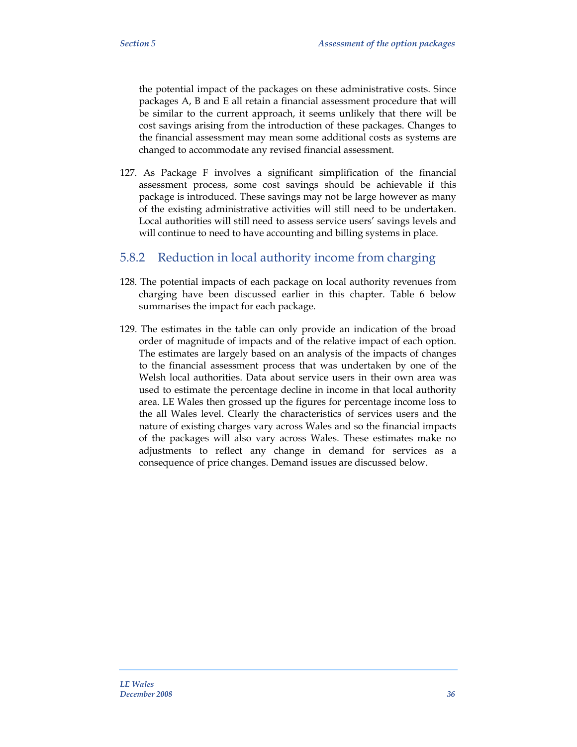the potential impact of the packages on these administrative costs. Since packages A, B and E all retain a financial assessment procedure that will be similar to the current approach, it seems unlikely that there will be cost savings arising from the introduction of these packages. Changes to the financial assessment may mean some additional costs as systems are changed to accommodate any revised financial assessment.

127. As Package F involves a significant simplification of the financial assessment process, some cost savings should be achievable if this package is introduced. These savings may not be large however as many of the existing administrative activities will still need to be undertaken. Local authorities will still need to assess service users' savings levels and will continue to need to have accounting and billing systems in place.

### 5.8.2 Reduction in local authority income from charging

128. The potential impacts of each package on local authority revenues from charging have been discussed earlier in this chapter. Table 6 below summarises the impact for each package.

129. The estimates in the table can only provide an indication of the broad order of magnitude of impacts and of the relative impact of each option. The estimates are largely based on an analysis of the impacts of changes to the financial assessment process that was undertaken by one of the Welsh local authorities. Data about service users in their own area was used to estimate the percentage decline in income in that local authority area. LE Wales then grossed up the figures for percentage income loss to the all Wales level. Clearly the characteristics of services users and the nature of existing charges vary across Wales and so the financial impacts of the packages will also vary across Wales. These estimates make no adjustments to reflect any change in demand for services as a consequence of price changes. Demand issues are discussed below.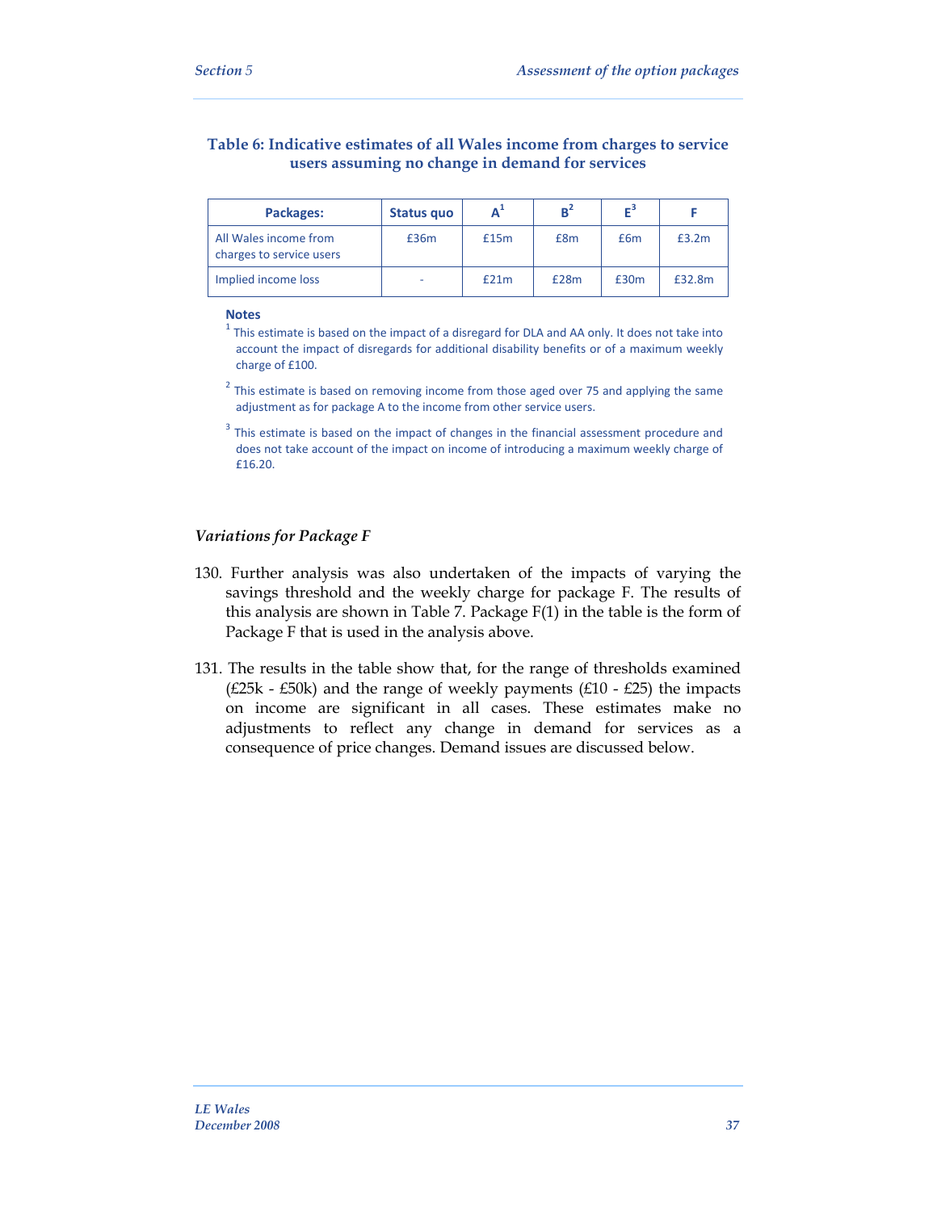**Table 6: Indicative estimates of all Wales income from charges to service users assuming no change in demand for services**

| Packages: | Status quo | A[1] | B[2] | E[3] | F |
|---|---|---|---|---|---|
| All Wales income from charges to service users | £36m | £15m | £8m | £6m | £3.2m |
| Implied income loss | - | £21m | £28m | £30m | £32.8m |

**Notes**

[1] This estimate is based on the impact of a disregard for DLA and AA only. It does not take into account the impact of disregards for additional disability benefits or of a maximum weekly charge of £100.

[2] This estimate is based on removing income from those aged over 75 and applying the same adjustment as for package A to the income from other service users.

[3] This estimate is based on the impact of changes in the financial assessment procedure and does not take account of the impact on income of introducing a maximum weekly charge of £16.20.

### *Variations for Package F*

130. Further analysis was also undertaken of the impacts of varying the savings threshold and the weekly charge for package F. The results of this analysis are shown in Table 7. Package F(1) in the table is the form of Package F that is used in the analysis above.

131. The results in the table show that, for the range of thresholds examined (£25k - £50k) and the range of weekly payments (£10 - £25) the impacts on income are significant in all cases. These estimates make no adjustments to reflect any change in demand for services as a consequence of price changes. Demand issues are discussed below.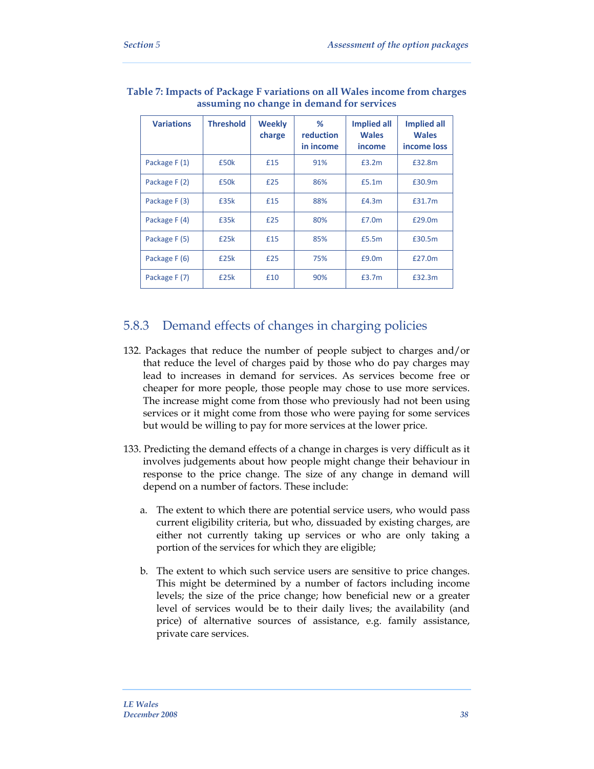**Table 7: Impacts of Package F variations on all Wales income from charges assuming no change in demand for services**

| Variations | Threshold | Weekly charge | % reduction in income | Implied all Wales income | Implied all Wales income loss |
|---|---|---|---|---|---|
| Package F (1) | £50k | £15 | 91% | £3.2m | £32.8m |
| Package F (2) | £50k | £25 | 86% | £5.1m | £30.9m |
| Package F (3) | £35k | £15 | 88% | £4.3m | £31.7m |
| Package F (4) | £35k | £25 | 80% | £7.0m | £29.0m |
| Package F (5) | £25k | £15 | 85% | £5.5m | £30.5m |
| Package F (6) | £25k | £25 | 75% | £9.0m | £27.0m |
| Package F (7) | £25k | £10 | 90% | £3.7m | £32.3m |

### 5.8.3 Demand effects of changes in charging policies

132. Packages that reduce the number of people subject to charges and/or that reduce the level of charges paid by those who do pay charges may lead to increases in demand for services. As services become free or cheaper for more people, those people may chose to use more services. The increase might come from those who previously had not been using services or it might come from those who were paying for some services but would be willing to pay for more services at the lower price.

133. Predicting the demand effects of a change in charges is very difficult as it involves judgements about how people might change their behaviour in response to the price change. The size of any change in demand will depend on a number of factors. These include:

   a. The extent to which there are potential service users, who would pass current eligibility criteria, but who, dissuaded by existing charges, are either not currently taking up services or who are only taking a portion of the services for which they are eligible;

   b. The extent to which such service users are sensitive to price changes. This might be determined by a number of factors including income levels; the size of the price change; how beneficial new or a greater level of services would be to their daily lives; the availability (and price) of alternative sources of assistance, e.g. family assistance, private care services.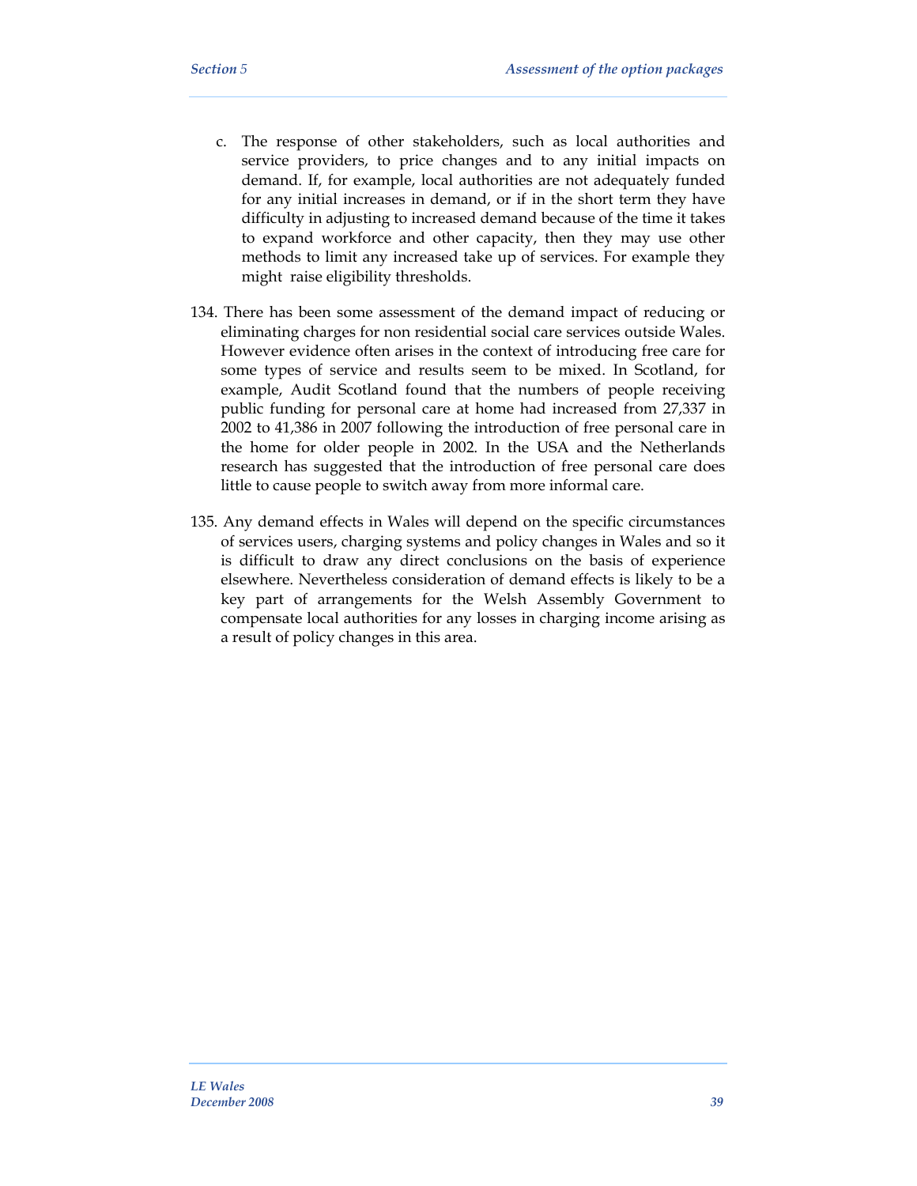c. The response of other stakeholders, such as local authorities and service providers, to price changes and to any initial impacts on demand. If, for example, local authorities are not adequately funded for any initial increases in demand, or if in the short term they have difficulty in adjusting to increased demand because of the time it takes to expand workforce and other capacity, then they may use other methods to limit any increased take up of services. For example they might raise eligibility thresholds.

134. There has been some assessment of the demand impact of reducing or eliminating charges for non residential social care services outside Wales. However evidence often arises in the context of introducing free care for some types of service and results seem to be mixed. In Scotland, for example, Audit Scotland found that the numbers of people receiving public funding for personal care at home had increased from 27,337 in 2002 to 41,386 in 2007 following the introduction of free personal care in the home for older people in 2002. In the USA and the Netherlands research has suggested that the introduction of free personal care does little to cause people to switch away from more informal care.

135. Any demand effects in Wales will depend on the specific circumstances of services users, charging systems and policy changes in Wales and so it is difficult to draw any direct conclusions on the basis of experience elsewhere. Nevertheless consideration of demand effects is likely to be a key part of arrangements for the Welsh Assembly Government to compensate local authorities for any losses in charging income arising as a result of policy changes in this area.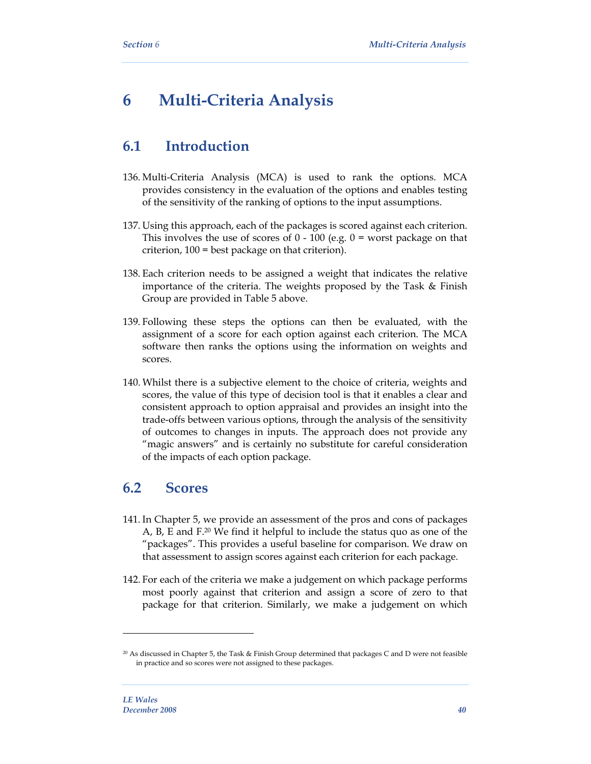# 6 Multi-Criteria Analysis

## 6.1 Introduction

136. Multi-Criteria Analysis (MCA) is used to rank the options. MCA provides consistency in the evaluation of the options and enables testing of the sensitivity of the ranking of options to the input assumptions.

137. Using this approach, each of the packages is scored against each criterion. This involves the use of scores of 0 - 100 (e.g. 0 = worst package on that criterion, 100 = best package on that criterion).

138. Each criterion needs to be assigned a weight that indicates the relative importance of the criteria. The weights proposed by the Task & Finish Group are provided in Table 5 above.

139. Following these steps the options can then be evaluated, with the assignment of a score for each option against each criterion. The MCA software then ranks the options using the information on weights and scores.

140. Whilst there is a subjective element to the choice of criteria, weights and scores, the value of this type of decision tool is that it enables a clear and consistent approach to option appraisal and provides an insight into the trade-offs between various options, through the analysis of the sensitivity of outcomes to changes in inputs. The approach does not provide any "magic answers" and is certainly no substitute for careful consideration of the impacts of each option package.

## 6.2 Scores

141. In Chapter 5, we provide an assessment of the pros and cons of packages A, B, E and F.[20] We find it helpful to include the status quo as one of the "packages". This provides a useful baseline for comparison. We draw on that assessment to assign scores against each criterion for each package.

142. For each of the criteria we make a judgement on which package performs most poorly against that criterion and assign a score of zero to that package for that criterion. Similarly, we make a judgement on which

---

[20] As discussed in Chapter 5, the Task & Finish Group determined that packages C and D were not feasible in practice and so scores were not assigned to these packages.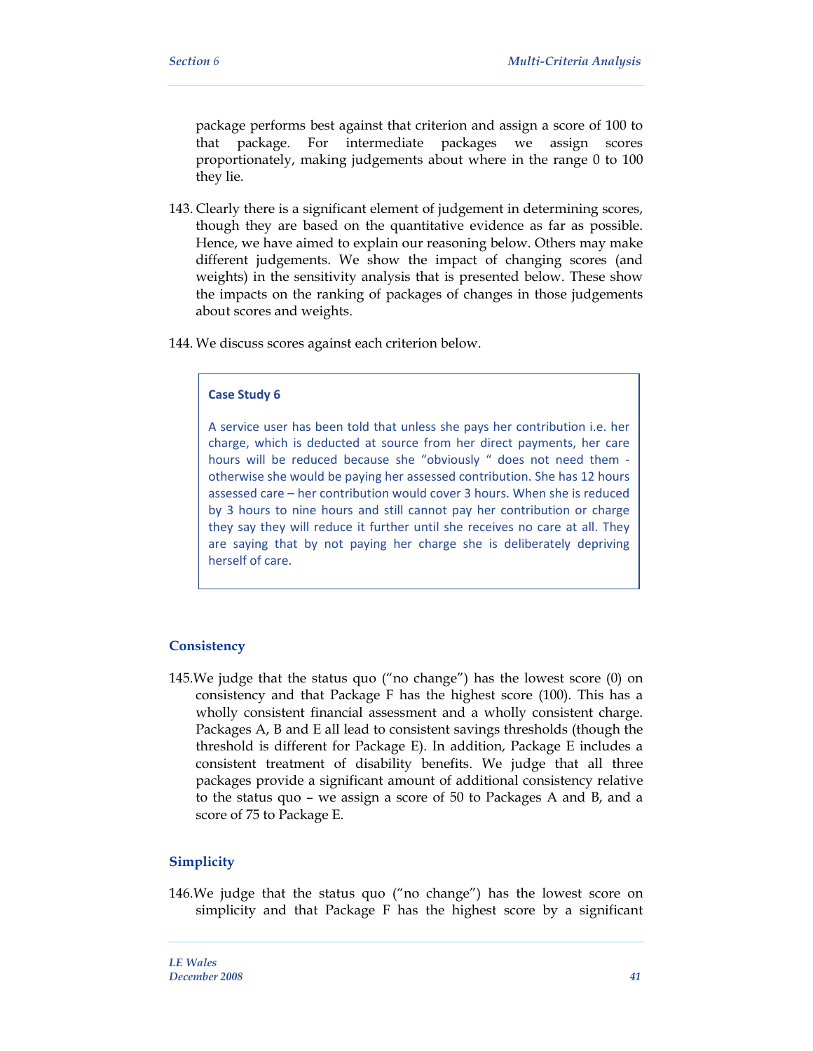package performs best against that criterion and assign a score of 100 to that package. For intermediate packages we assign scores proportionately, making judgements about where in the range 0 to 100 they lie.

143. Clearly there is a significant element of judgement in determining scores, though they are based on the quantitative evidence as far as possible. Hence, we have aimed to explain our reasoning below. Others may make different judgements. We show the impact of changing scores (and weights) in the sensitivity analysis that is presented below. These show the impacts on the ranking of packages of changes in those judgements about scores and weights.

144. We discuss scores against each criterion below.

> **Case Study 6**
>
> A service user has been told that unless she pays her contribution i.e. her charge, which is deducted at source from her direct payments, her care hours will be reduced because she "obviously " does not need them - otherwise she would be paying her assessed contribution. She has 12 hours assessed care – her contribution would cover 3 hours. When she is reduced by 3 hours to nine hours and still cannot pay her contribution or charge they say they will reduce it further until she receives no care at all. They are saying that by not paying her charge she is deliberately depriving herself of care.

### Consistency

145. We judge that the status quo ("no change") has the lowest score (0) on consistency and that Package F has the highest score (100). This has a wholly consistent financial assessment and a wholly consistent charge. Packages A, B and E all lead to consistent savings thresholds (though the threshold is different for Package E). In addition, Package E includes a consistent treatment of disability benefits. We judge that all three packages provide a significant amount of additional consistency relative to the status quo – we assign a score of 50 to Packages A and B, and a score of 75 to Package E.

### Simplicity

146. We judge that the status quo ("no change") has the lowest score on simplicity and that Package F has the highest score by a significant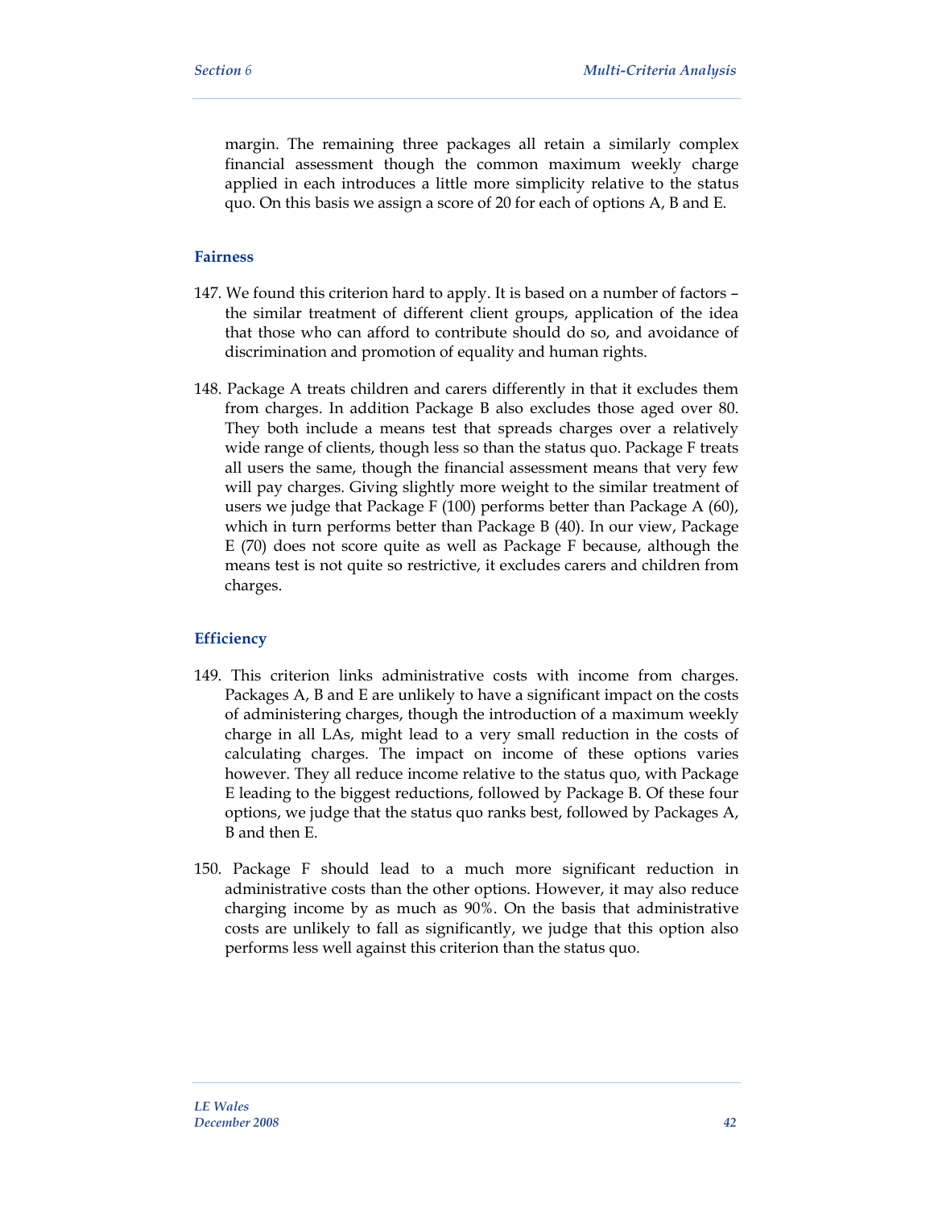margin. The remaining three packages all retain a similarly complex financial assessment though the common maximum weekly charge applied in each introduces a little more simplicity relative to the status quo. On this basis we assign a score of 20 for each of options A, B and E.

### Fairness

147. We found this criterion hard to apply. It is based on a number of factors – the similar treatment of different client groups, application of the idea that those who can afford to contribute should do so, and avoidance of discrimination and promotion of equality and human rights.

148. Package A treats children and carers differently in that it excludes them from charges. In addition Package B also excludes those aged over 80. They both include a means test that spreads charges over a relatively wide range of clients, though less so than the status quo. Package F treats all users the same, though the financial assessment means that very few will pay charges. Giving slightly more weight to the similar treatment of users we judge that Package F (100) performs better than Package A (60), which in turn performs better than Package B (40). In our view, Package E (70) does not score quite as well as Package F because, although the means test is not quite so restrictive, it excludes carers and children from charges.

### Efficiency

149. This criterion links administrative costs with income from charges. Packages A, B and E are unlikely to have a significant impact on the costs of administering charges, though the introduction of a maximum weekly charge in all LAs, might lead to a very small reduction in the costs of calculating charges. The impact on income of these options varies however. They all reduce income relative to the status quo, with Package E leading to the biggest reductions, followed by Package B. Of these four options, we judge that the status quo ranks best, followed by Packages A, B and then E.

150. Package F should lead to a much more significant reduction in administrative costs than the other options. However, it may also reduce charging income by as much as 90%. On the basis that administrative costs are unlikely to fall as significantly, we judge that this option also performs less well against this criterion than the status quo.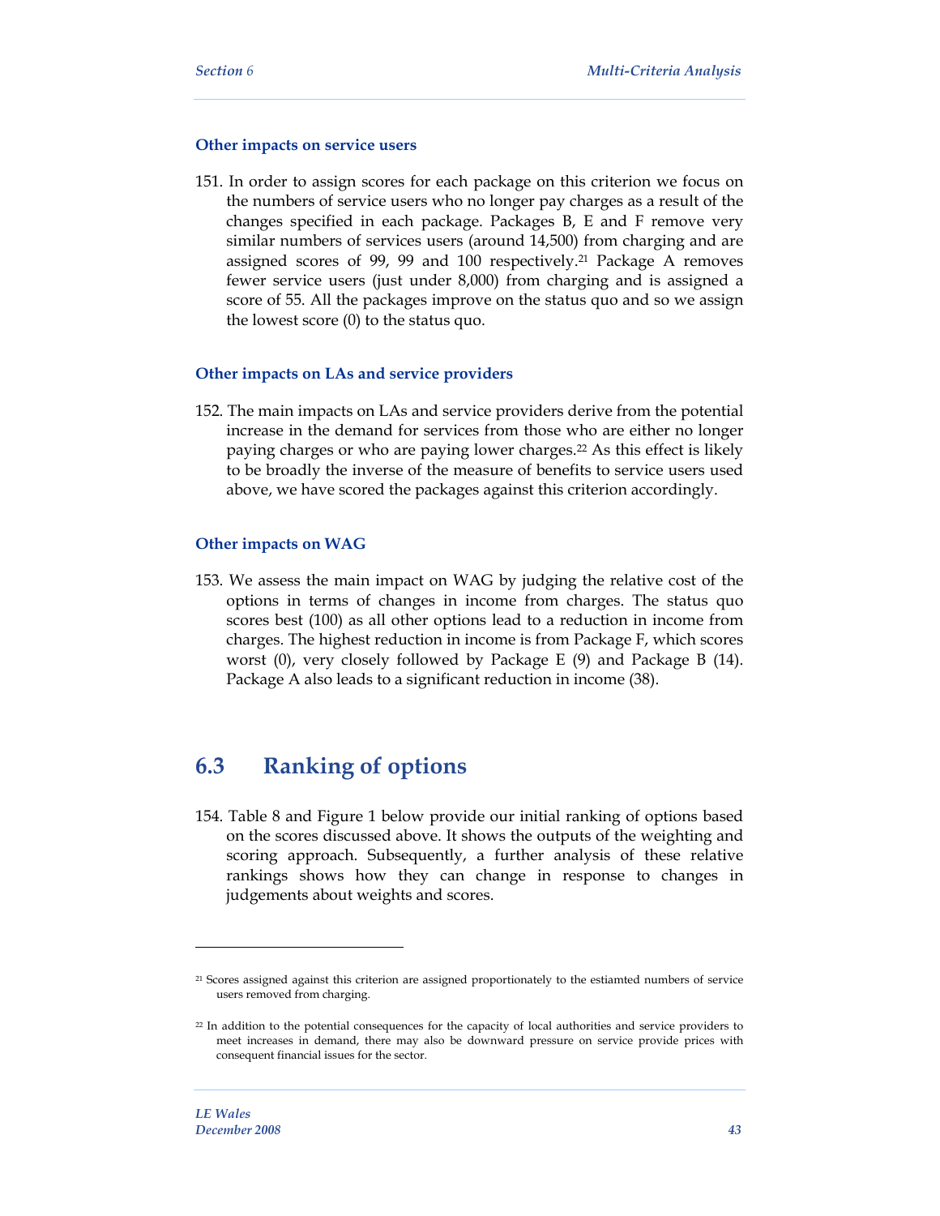### Other impacts on service users

151. In order to assign scores for each package on this criterion we focus on the numbers of service users who no longer pay charges as a result of the changes specified in each package. Packages B, E and F remove very similar numbers of services users (around 14,500) from charging and are assigned scores of 99, 99 and 100 respectively.[21] Package A removes fewer service users (just under 8,000) from charging and is assigned a score of 55. All the packages improve on the status quo and so we assign the lowest score (0) to the status quo.

### Other impacts on LAs and service providers

152. The main impacts on LAs and service providers derive from the potential increase in the demand for services from those who are either no longer paying charges or who are paying lower charges.[22] As this effect is likely to be broadly the inverse of the measure of benefits to service users used above, we have scored the packages against this criterion accordingly.

### Other impacts on WAG

153. We assess the main impact on WAG by judging the relative cost of the options in terms of changes in income from charges. The status quo scores best (100) as all other options lead to a reduction in income from charges. The highest reduction in income is from Package F, which scores worst (0), very closely followed by Package E (9) and Package B (14). Package A also leads to a significant reduction in income (38).

## 6.3 Ranking of options

154. Table 8 and Figure 1 below provide our initial ranking of options based on the scores discussed above. It shows the outputs of the weighting and scoring approach. Subsequently, a further analysis of these relative rankings shows how they can change in response to changes in judgements about weights and scores.

---

[21] Scores assigned against this criterion are assigned proportionately to the estiamted numbers of service users removed from charging.

[22] In addition to the potential consequences for the capacity of local authorities and service providers to meet increases in demand, there may also be downward pressure on service provide prices with consequent financial issues for the sector.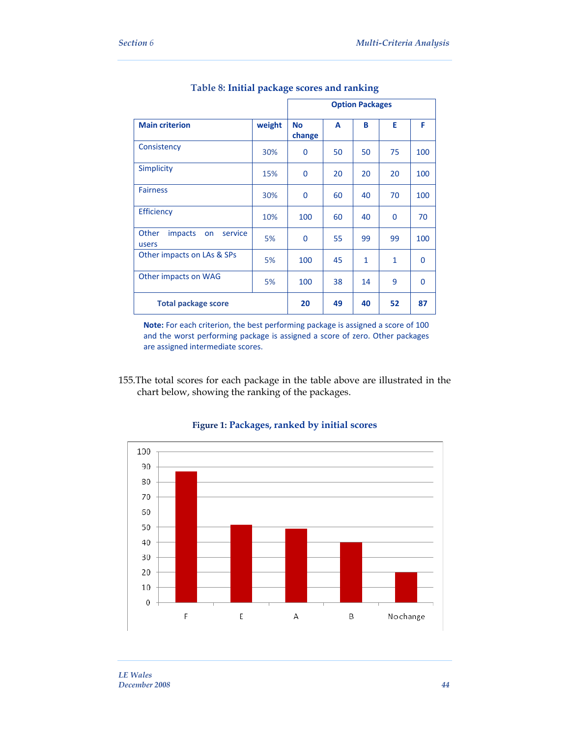Table 8: **Initial package scores and ranking**

| Main criterion | weight | Option Packages | | | | |
|---|---|---|---|---|---|---|
| | | No change | A | B | E | F |
| Consistency | 30% | 0 | 50 | 50 | 75 | 100 |
| Simplicity | 15% | 0 | 20 | 20 | 20 | 100 |
| Fairness | 30% | 0 | 60 | 40 | 70 | 100 |
| Efficiency | 10% | 100 | 60 | 40 | 0 | 70 |
| Other impacts on service users | 5% | 0 | 55 | 99 | 99 | 100 |
| Other impacts on LAs & SPs | 5% | 100 | 45 | 1 | 1 | 0 |
| Other impacts on WAG | 5% | 100 | 38 | 14 | 9 | 0 |
| **Total package score** | | **20** | **49** | **40** | **52** | **87** |

**Note:** For each criterion, the best performing package is assigned a score of 100 and the worst performing package is assigned a score of zero. Other packages are assigned intermediate scores.

155. The total scores for each package in the table above are illustrated in the chart below, showing the ranking of the packages.

Figure 1: **Packages, ranked by initial scores**

| Package | Score |
|---|---|
| F | 87 |
| E | 52 |
| A | 49 |
| B | 40 |
| No change | 20 |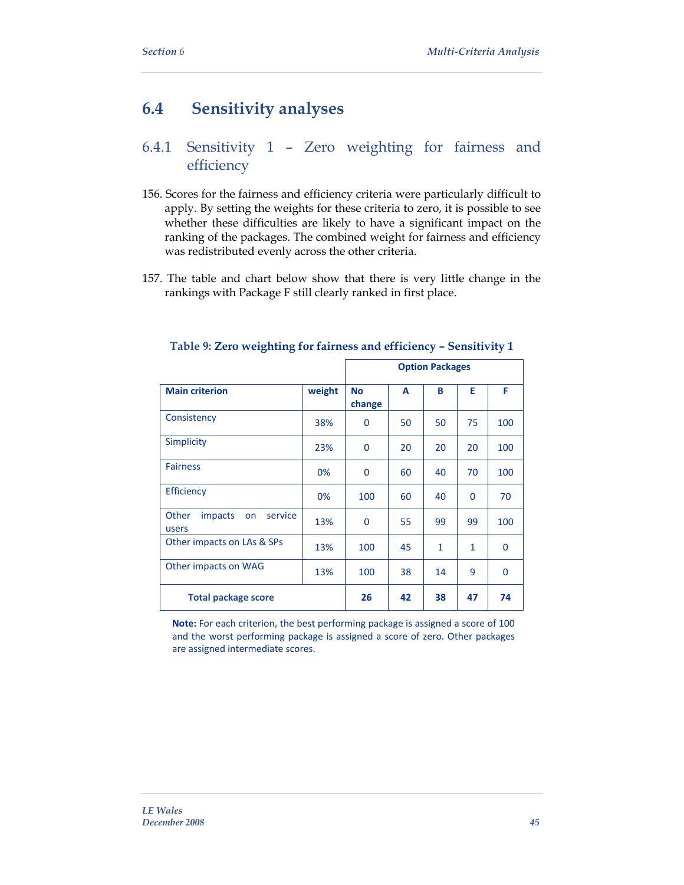## 6.4 Sensitivity analyses

### 6.4.1 Sensitivity 1 – Zero weighting for fairness and efficiency

156. Scores for the fairness and efficiency criteria were particularly difficult to apply. By setting the weights for these criteria to zero, it is possible to see whether these difficulties are likely to have a significant impact on the ranking of the packages. The combined weight for fairness and efficiency was redistributed evenly across the other criteria.

157. The table and chart below show that there is very little change in the rankings with Package F still clearly ranked in first place.

**Table 9: Zero weighting for fairness and efficiency – Sensitivity 1**

| | | Option Packages | | | | |
|---|---|---|---|---|---|---|
| **Main criterion** | **weight** | **No change** | **A** | **B** | **E** | **F** |
| Consistency | 38% | 0 | 50 | 50 | 75 | 100 |
| Simplicity | 23% | 0 | 20 | 20 | 20 | 100 |
| Fairness | 0% | 0 | 60 | 40 | 70 | 100 |
| Efficiency | 0% | 100 | 60 | 40 | 0 | 70 |
| Other impacts on service users | 13% | 0 | 55 | 99 | 99 | 100 |
| Other impacts on LAs & SPs | 13% | 100 | 45 | 1 | 1 | 0 |
| Other impacts on WAG | 13% | 100 | 38 | 14 | 9 | 0 |
| **Total package score** | | **26** | **42** | **38** | **47** | **74** |

**Note:** For each criterion, the best performing package is assigned a score of 100 and the worst performing package is assigned a score of zero. Other packages are assigned intermediate scores.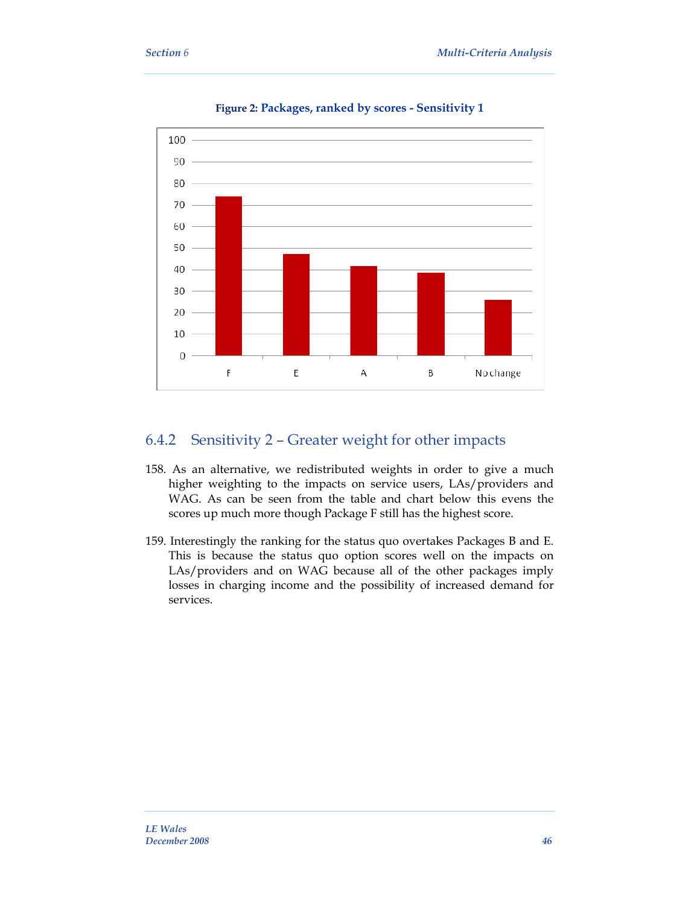**Figure 2: Packages, ranked by scores - Sensitivity 1**

### 6.4.2 Sensitivity 2 – Greater weight for other impacts

158. As an alternative, we redistributed weights in order to give a much higher weighting to the impacts on service users, LAs/providers and WAG. As can be seen from the table and chart below this evens the scores up much more though Package F still has the highest score.

159. Interestingly the ranking for the status quo overtakes Packages B and E. This is because the status quo option scores well on the impacts on LAs/providers and on WAG because all of the other packages imply losses in charging income and the possibility of increased demand for services.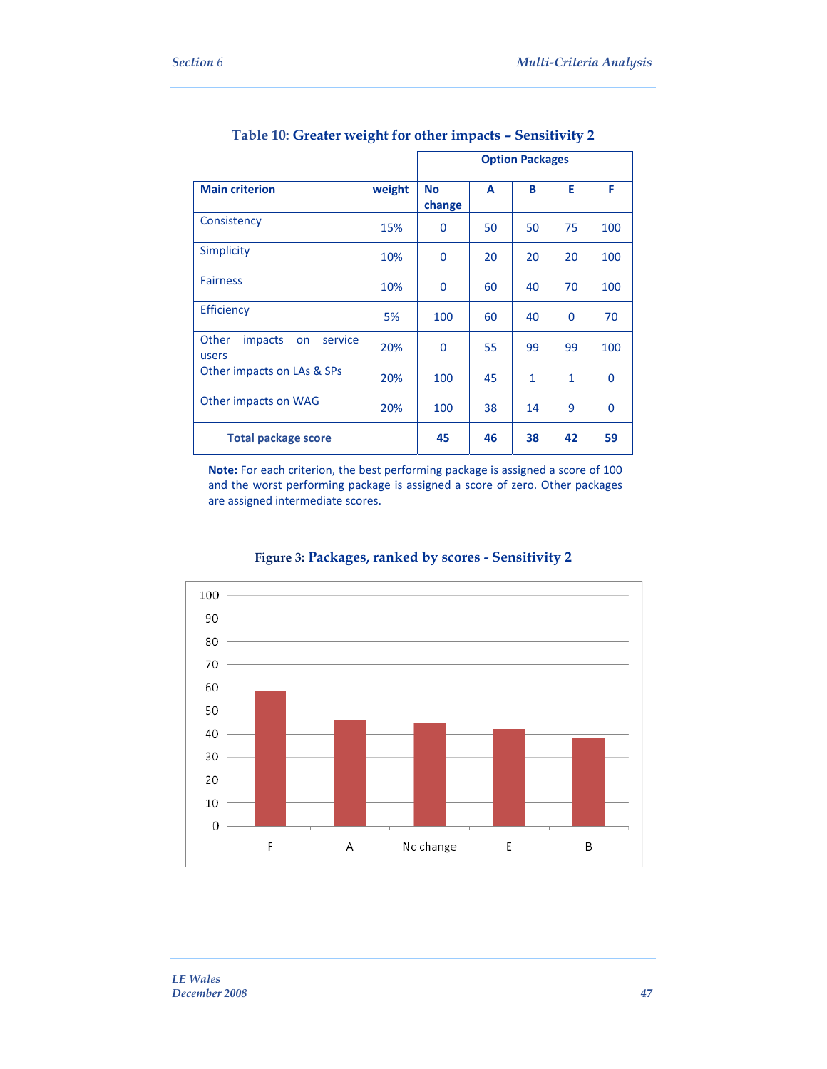**Table 10: Greater weight for other impacts – Sensitivity 2**

| | | Option Packages | | | | |
|---|---|---|---|---|---|---|
| **Main criterion** | **weight** | **No change** | **A** | **B** | **E** | **F** |
| Consistency | 15% | 0 | 50 | 50 | 75 | 100 |
| Simplicity | 10% | 0 | 20 | 20 | 20 | 100 |
| Fairness | 10% | 0 | 60 | 40 | 70 | 100 |
| Efficiency | 5% | 100 | 60 | 40 | 0 | 70 |
| Other impacts on service users | 20% | 0 | 55 | 99 | 99 | 100 |
| Other impacts on LAs & SPs | 20% | 100 | 45 | 1 | 1 | 0 |
| Other impacts on WAG | 20% | 100 | 38 | 14 | 9 | 0 |
| **Total package score** | | **45** | **46** | **38** | **42** | **59** |

**Note:** For each criterion, the best performing package is assigned a score of 100 and the worst performing package is assigned a score of zero. Other packages are assigned intermediate scores.

**Figure 3: Packages, ranked by scores - Sensitivity 2**

| Package | Score |
|---|---|
| F | 59 |
| A | 46 |
| No change | 45 |
| E | 42 |
| B | 38 |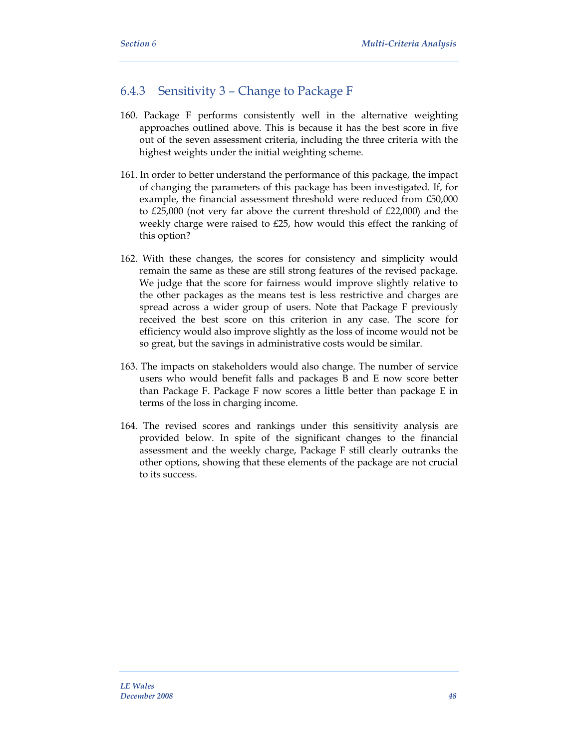### 6.4.3 Sensitivity 3 – Change to Package F

160. Package F performs consistently well in the alternative weighting approaches outlined above. This is because it has the best score in five out of the seven assessment criteria, including the three criteria with the highest weights under the initial weighting scheme.

161. In order to better understand the performance of this package, the impact of changing the parameters of this package has been investigated. If, for example, the financial assessment threshold were reduced from £50,000 to £25,000 (not very far above the current threshold of £22,000) and the weekly charge were raised to £25, how would this effect the ranking of this option?

162. With these changes, the scores for consistency and simplicity would remain the same as these are still strong features of the revised package. We judge that the score for fairness would improve slightly relative to the other packages as the means test is less restrictive and charges are spread across a wider group of users. Note that Package F previously received the best score on this criterion in any case. The score for efficiency would also improve slightly as the loss of income would not be so great, but the savings in administrative costs would be similar.

163. The impacts on stakeholders would also change. The number of service users who would benefit falls and packages B and E now score better than Package F. Package F now scores a little better than package E in terms of the loss in charging income.

164. The revised scores and rankings under this sensitivity analysis are provided below. In spite of the significant changes to the financial assessment and the weekly charge, Package F still clearly outranks the other options, showing that these elements of the package are not crucial to its success.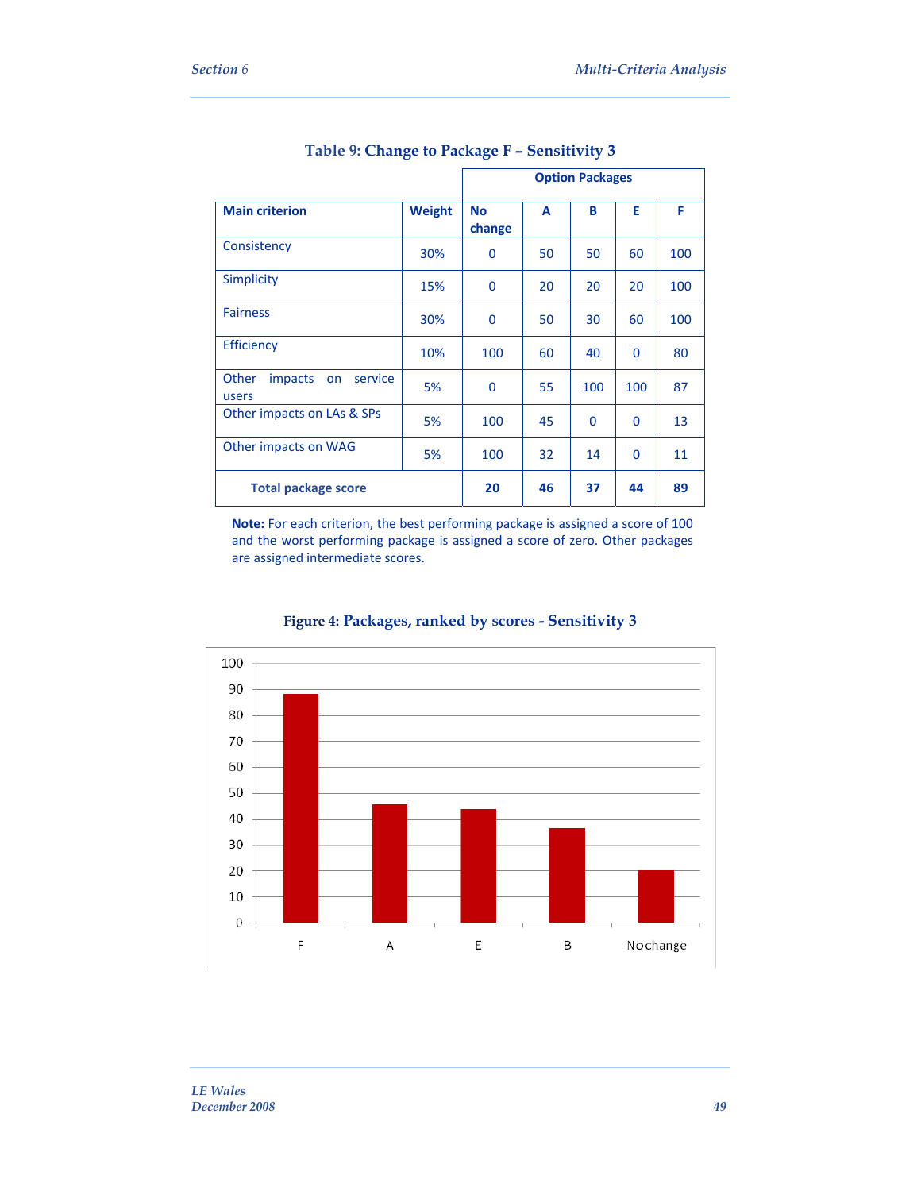### Table 9: Change to Package F – Sensitivity 3

| | | Option Packages | | | | |
|---|---|---|---|---|---|---|
| **Main criterion** | **Weight** | **No change** | **A** | **B** | **E** | **F** |
| Consistency | 30% | 0 | 50 | 50 | 60 | 100 |
| Simplicity | 15% | 0 | 20 | 20 | 20 | 100 |
| Fairness | 30% | 0 | 50 | 30 | 60 | 100 |
| Efficiency | 10% | 100 | 60 | 40 | 0 | 80 |
| Other impacts on service users | 5% | 0 | 55 | 100 | 100 | 87 |
| Other impacts on LAs & SPs | 5% | 100 | 45 | 0 | 0 | 13 |
| Other impacts on WAG | 5% | 100 | 32 | 14 | 0 | 11 |
| **Total package score** | | **20** | **46** | **37** | **44** | **89** |

**Note:** For each criterion, the best performing package is assigned a score of 100 and the worst performing package is assigned a score of zero. Other packages are assigned intermediate scores.

### Figure 4: Packages, ranked by scores - Sensitivity 3

| Package | Score |
|---|---|
| F | 89 |
| A | 46 |
| E | 44 |
| B | 37 |
| No change | 20 |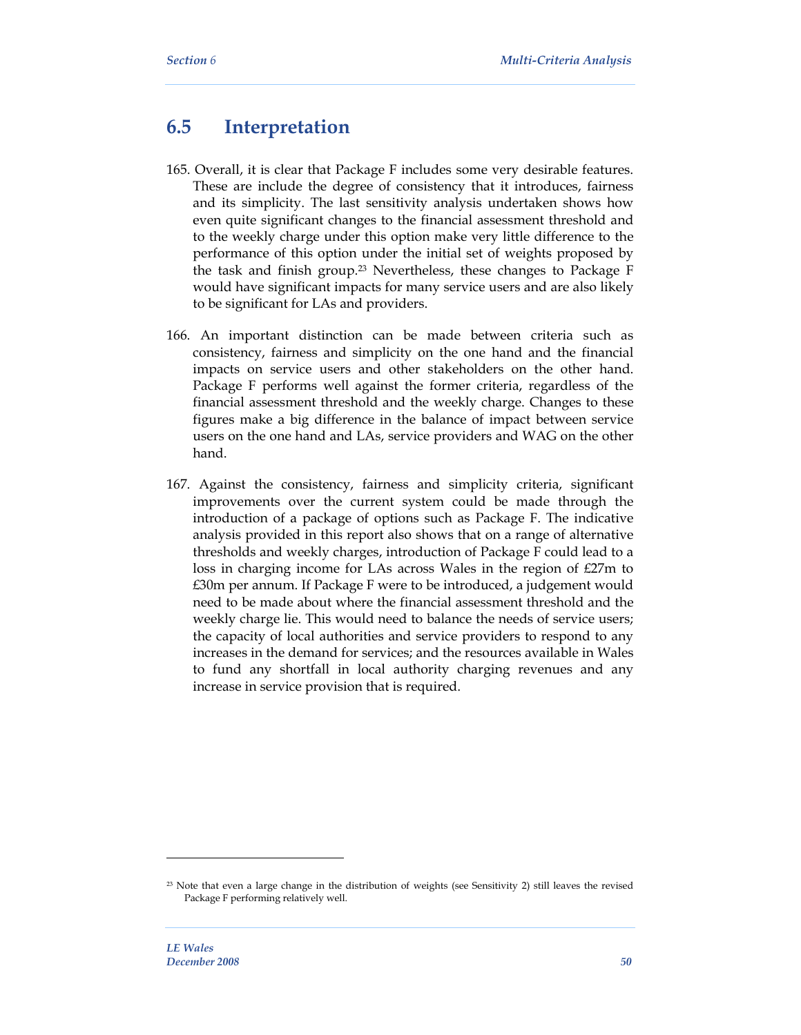## 6.5 Interpretation

165. Overall, it is clear that Package F includes some very desirable features. These are include the degree of consistency that it introduces, fairness and its simplicity. The last sensitivity analysis undertaken shows how even quite significant changes to the financial assessment threshold and to the weekly charge under this option make very little difference to the performance of this option under the initial set of weights proposed by the task and finish group.[23] Nevertheless, these changes to Package F would have significant impacts for many service users and are also likely to be significant for LAs and providers.

166. An important distinction can be made between criteria such as consistency, fairness and simplicity on the one hand and the financial impacts on service users and other stakeholders on the other hand. Package F performs well against the former criteria, regardless of the financial assessment threshold and the weekly charge. Changes to these figures make a big difference in the balance of impact between service users on the one hand and LAs, service providers and WAG on the other hand.

167. Against the consistency, fairness and simplicity criteria, significant improvements over the current system could be made through the introduction of a package of options such as Package F. The indicative analysis provided in this report also shows that on a range of alternative thresholds and weekly charges, introduction of Package F could lead to a loss in charging income for LAs across Wales in the region of £27m to £30m per annum. If Package F were to be introduced, a judgement would need to be made about where the financial assessment threshold and the weekly charge lie. This would need to balance the needs of service users; the capacity of local authorities and service providers to respond to any increases in the demand for services; and the resources available in Wales to fund any shortfall in local authority charging revenues and any increase in service provision that is required.

---

[23] Note that even a large change in the distribution of weights (see Sensitivity 2) still leaves the revised Package F performing relatively well.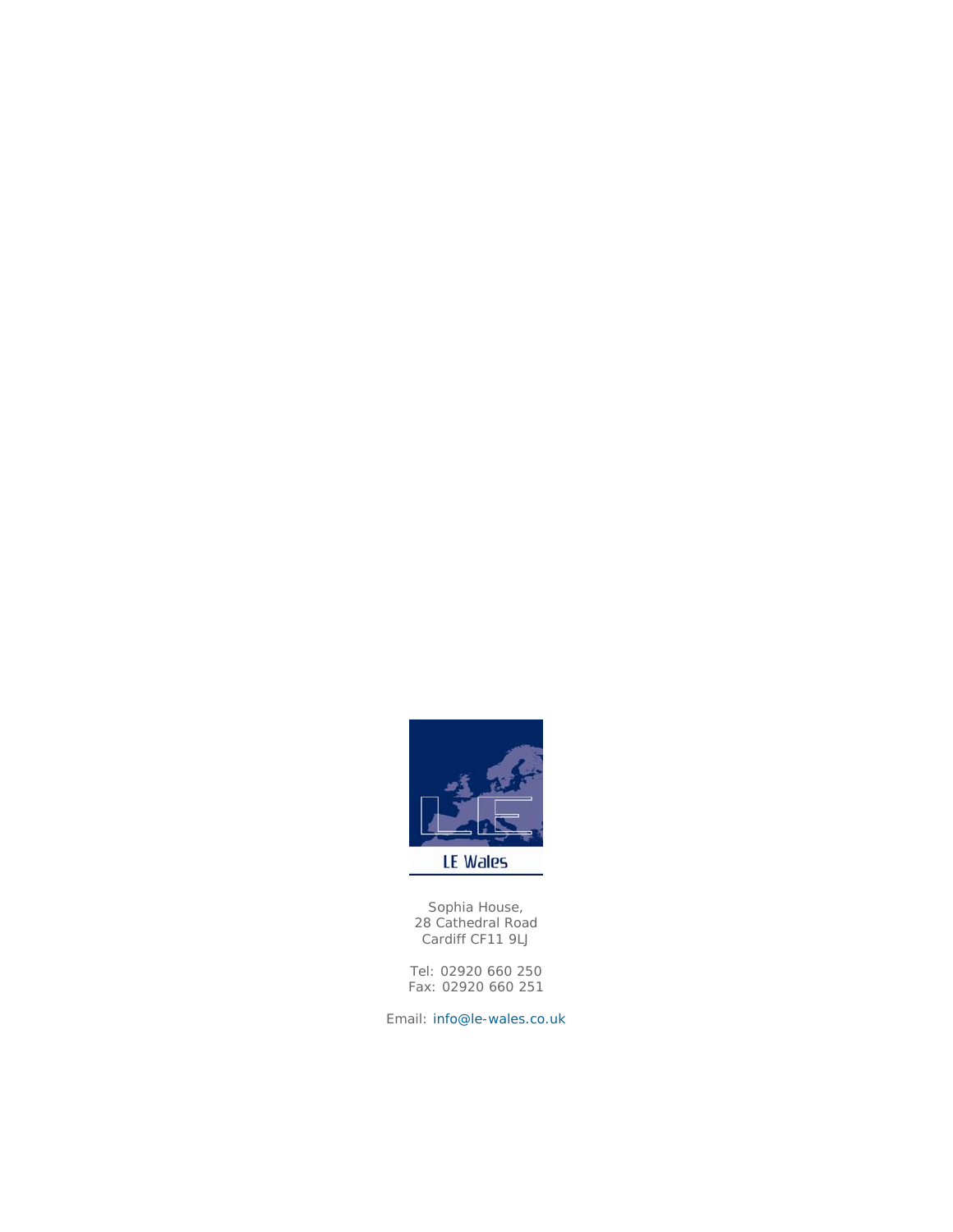LE Wales

Sophia House,
28 Cathedral Road
Cardiff CF11 9LJ

Tel: 02920 660 250
Fax: 02920 660 251

Email: info@le-wales.co.uk